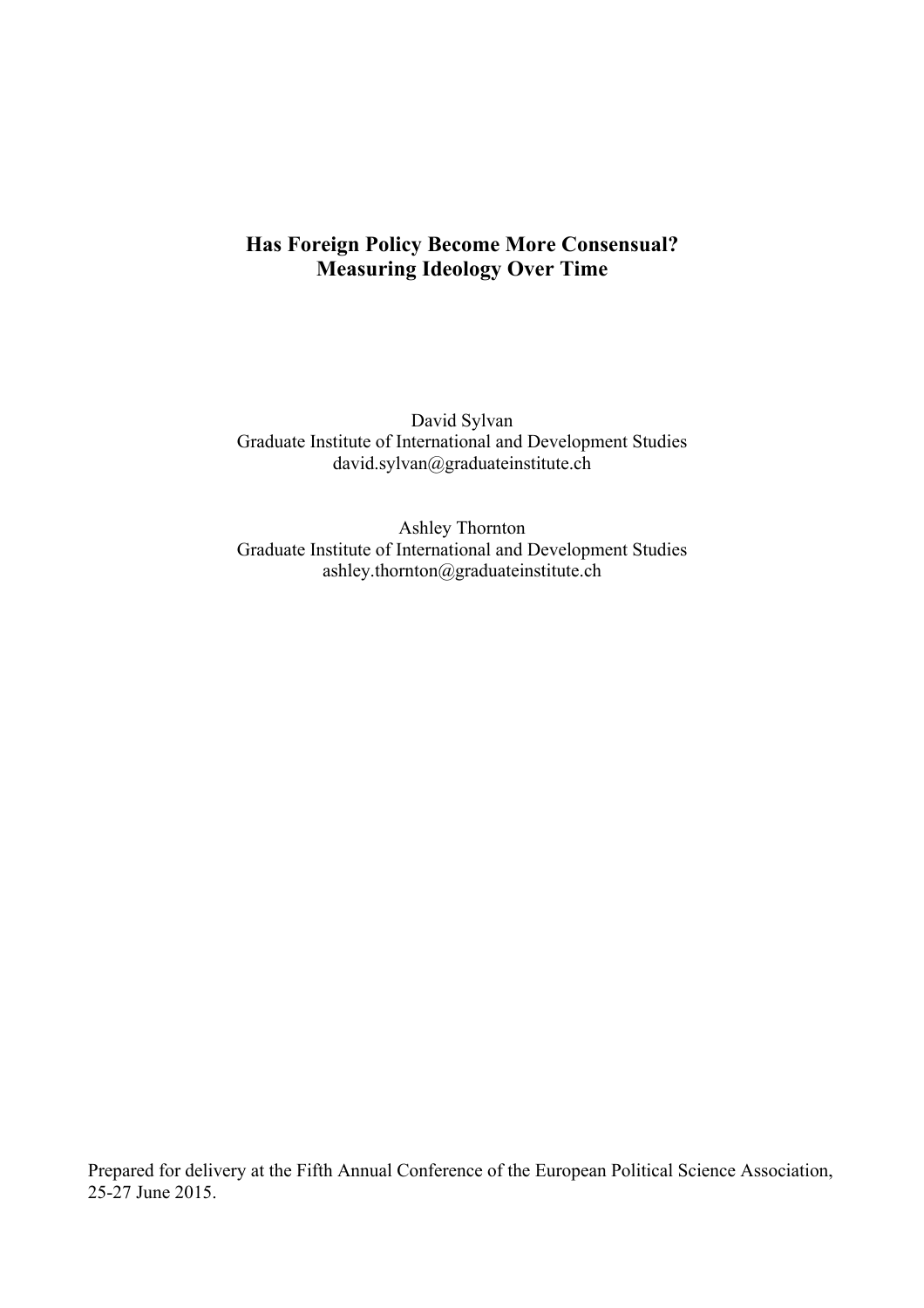# Has Foreign Policy Become More Consensual?
# Measuring Ideology Over Time

David Sylvan
Graduate Institute of International and Development Studies
david.sylvan@graduateinstitute.ch

Ashley Thornton
Graduate Institute of International and Development Studies
ashley.thornton@graduateinstitute.ch

Prepared for delivery at the Fifth Annual Conference of the European Political Science Association, 25-27 June 2015.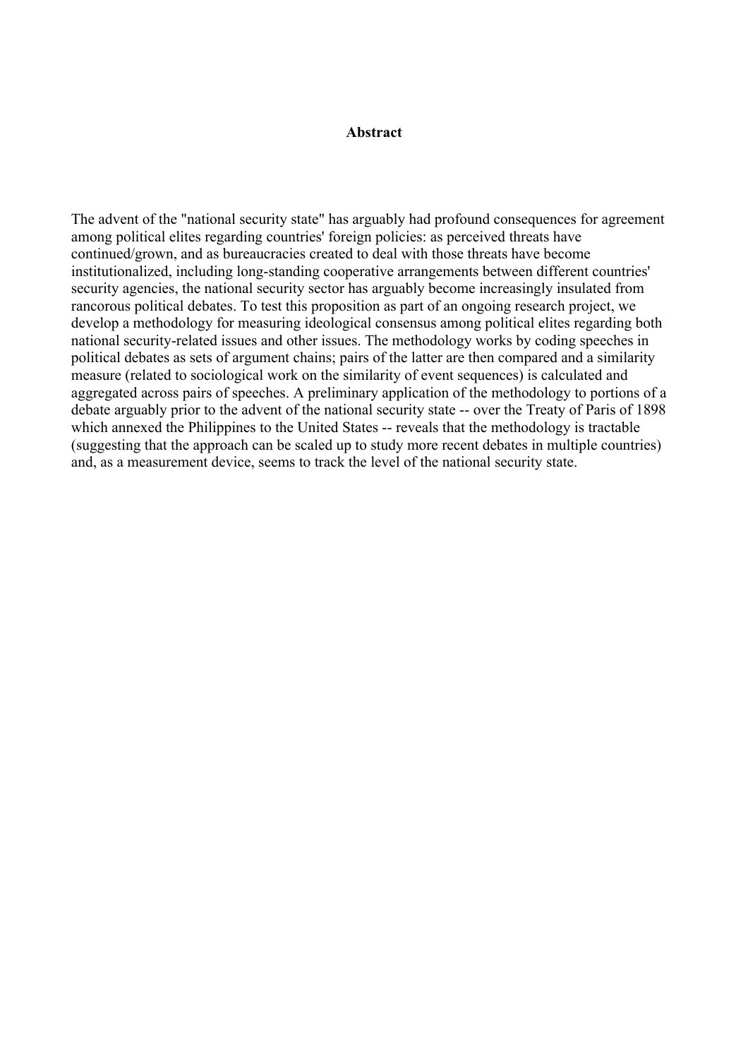## Abstract

The advent of the "national security state" has arguably had profound consequences for agreement among political elites regarding countries' foreign policies: as perceived threats have continued/grown, and as bureaucracies created to deal with those threats have become institutionalized, including long-standing cooperative arrangements between different countries' security agencies, the national security sector has arguably become increasingly insulated from rancorous political debates. To test this proposition as part of an ongoing research project, we develop a methodology for measuring ideological consensus among political elites regarding both national security-related issues and other issues. The methodology works by coding speeches in political debates as sets of argument chains; pairs of the latter are then compared and a similarity measure (related to sociological work on the similarity of event sequences) is calculated and aggregated across pairs of speeches. A preliminary application of the methodology to portions of a debate arguably prior to the advent of the national security state -- over the Treaty of Paris of 1898 which annexed the Philippines to the United States -- reveals that the methodology is tractable (suggesting that the approach can be scaled up to study more recent debates in multiple countries) and, as a measurement device, seems to track the level of the national security state.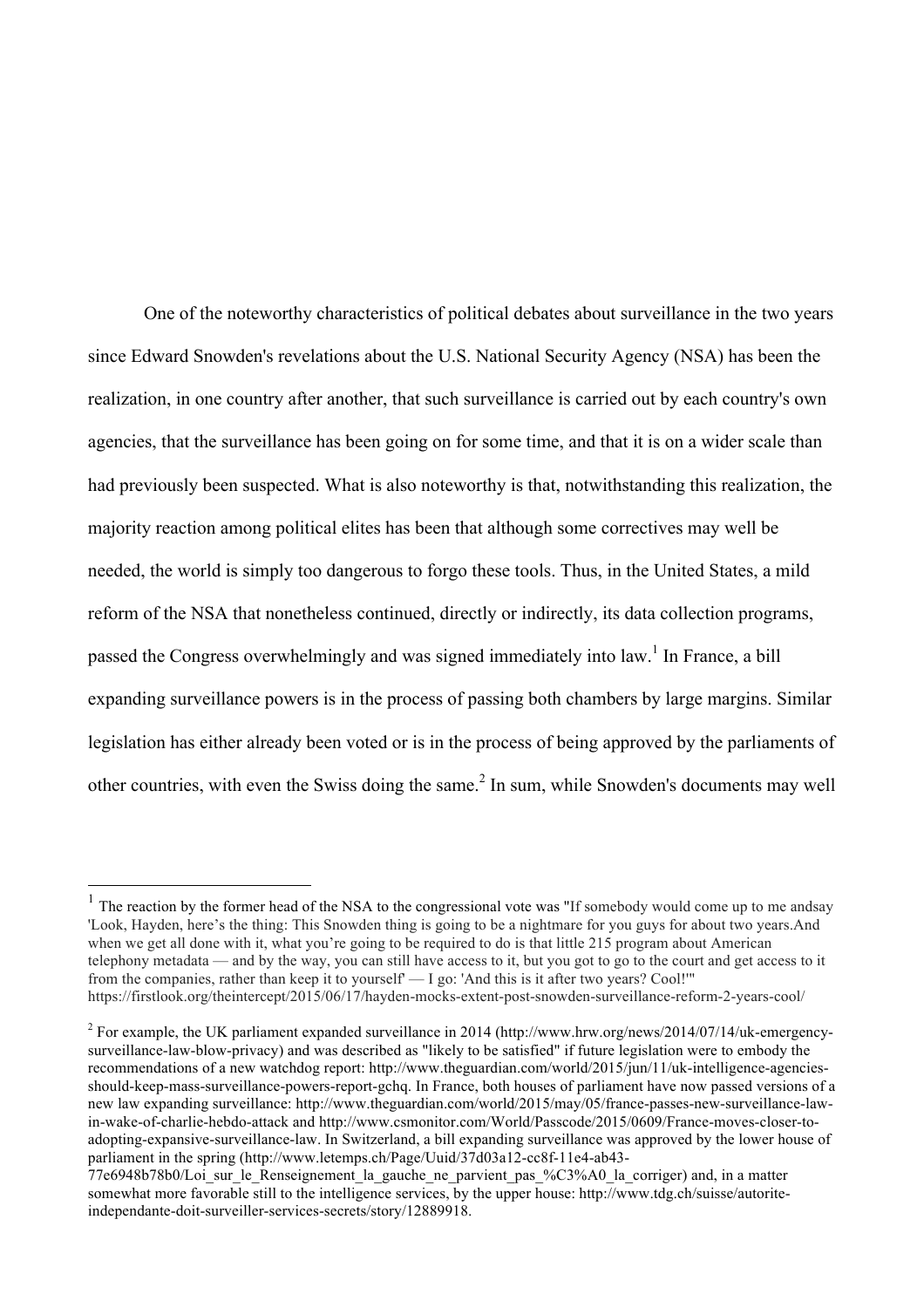One of the noteworthy characteristics of political debates about surveillance in the two years since Edward Snowden's revelations about the U.S. National Security Agency (NSA) has been the realization, in one country after another, that such surveillance is carried out by each country's own agencies, that the surveillance has been going on for some time, and that it is on a wider scale than had previously been suspected. What is also noteworthy is that, notwithstanding this realization, the majority reaction among political elites has been that although some correctives may well be needed, the world is simply too dangerous to forgo these tools. Thus, in the United States, a mild reform of the NSA that nonetheless continued, directly or indirectly, its data collection programs, passed the Congress overwhelmingly and was signed immediately into law.[1] In France, a bill expanding surveillance powers is in the process of passing both chambers by large margins. Similar legislation has either already been voted or is in the process of being approved by the parliaments of other countries, with even the Swiss doing the same.[2] In sum, while Snowden's documents may well

---

[1] The reaction by the former head of the NSA to the congressional vote was "If somebody would come up to me andsay 'Look, Hayden, here's the thing: This Snowden thing is going to be a nightmare for you guys for about two years.And when we get all done with it, what you're going to be required to do is that little 215 program about American telephony metadata — and by the way, you can still have access to it, but you got to go to the court and get access to it from the companies, rather than keep it to yourself' — I go: 'And this is it after two years? Cool!'" https://firstlook.org/theintercept/2015/06/17/hayden-mocks-extent-post-snowden-surveillance-reform-2-years-cool/

[2] For example, the UK parliament expanded surveillance in 2014 (http://www.hrw.org/news/2014/07/14/uk-emergency-surveillance-law-blow-privacy) and was described as "likely to be satisfied" if future legislation were to embody the recommendations of a new watchdog report: http://www.theguardian.com/world/2015/jun/11/uk-intelligence-agencies-should-keep-mass-surveillance-powers-report-gchq. In France, both houses of parliament have now passed versions of a new law expanding surveillance: http://www.theguardian.com/world/2015/may/05/france-passes-new-surveillance-law-in-wake-of-charlie-hebdo-attack and http://www.csmonitor.com/World/Passcode/2015/0609/France-moves-closer-to-adopting-expansive-surveillance-law. In Switzerland, a bill expanding surveillance was approved by the lower house of parliament in the spring (http://www.letemps.ch/Page/Uuid/37d03a12-cc8f-11e4-ab43-77e6948b78b0/Loi_sur_le_Renseignement_la_gauche_ne_parvient_pas_%C3%A0_la_corriger) and, in a matter somewhat more favorable still to the intelligence services, by the upper house: http://www.tdg.ch/suisse/autorite-independante-doit-surveiller-services-secrets/story/12889918.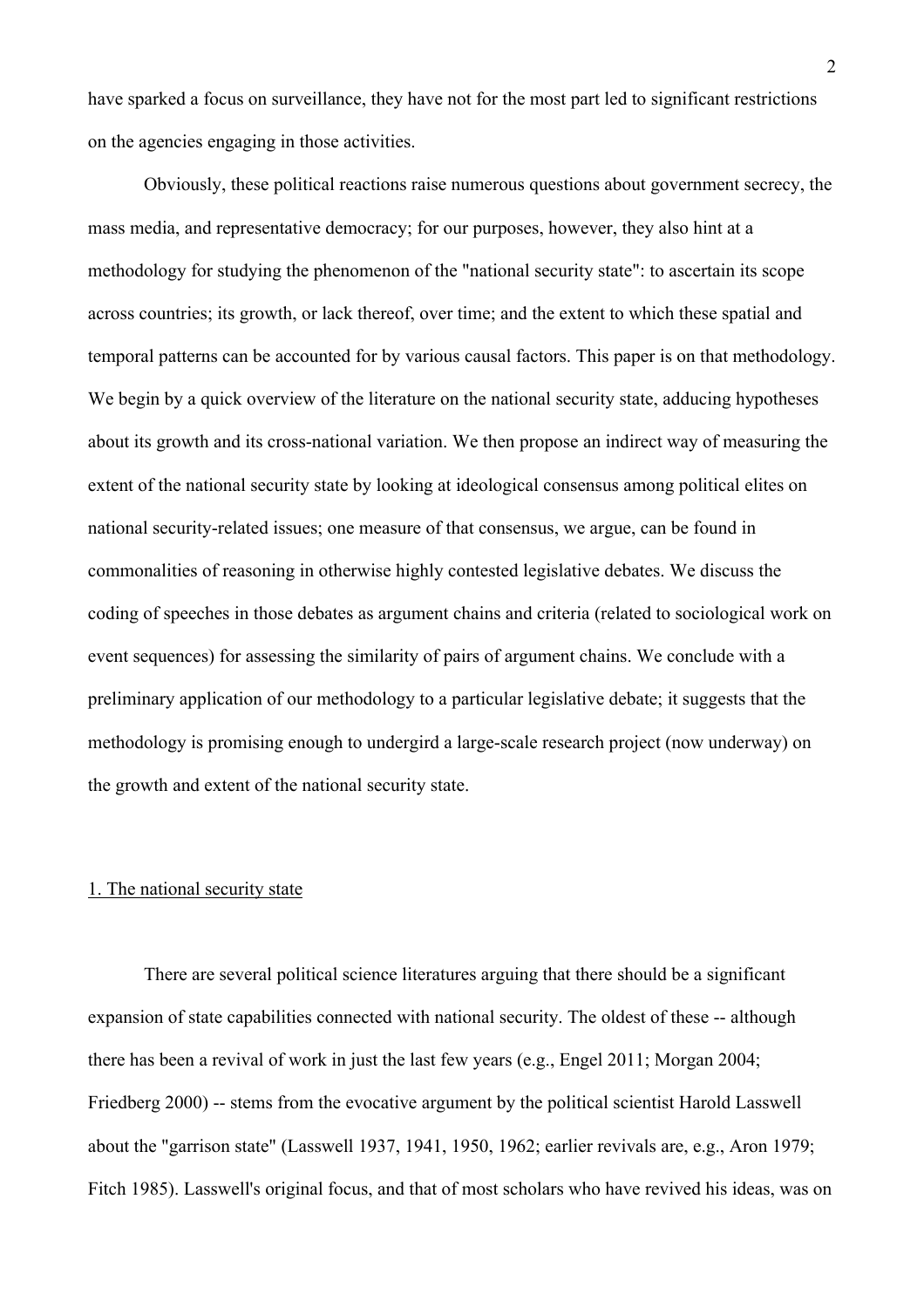have sparked a focus on surveillance, they have not for the most part led to significant restrictions on the agencies engaging in those activities.

Obviously, these political reactions raise numerous questions about government secrecy, the mass media, and representative democracy; for our purposes, however, they also hint at a methodology for studying the phenomenon of the "national security state": to ascertain its scope across countries; its growth, or lack thereof, over time; and the extent to which these spatial and temporal patterns can be accounted for by various causal factors. This paper is on that methodology. We begin by a quick overview of the literature on the national security state, adducing hypotheses about its growth and its cross-national variation. We then propose an indirect way of measuring the extent of the national security state by looking at ideological consensus among political elites on national security-related issues; one measure of that consensus, we argue, can be found in commonalities of reasoning in otherwise highly contested legislative debates. We discuss the coding of speeches in those debates as argument chains and criteria (related to sociological work on event sequences) for assessing the similarity of pairs of argument chains. We conclude with a preliminary application of our methodology to a particular legislative debate; it suggests that the methodology is promising enough to undergird a large-scale research project (now underway) on the growth and extent of the national security state.

## 1. The national security state

There are several political science literatures arguing that there should be a significant expansion of state capabilities connected with national security. The oldest of these -- although there has been a revival of work in just the last few years (e.g., Engel 2011; Morgan 2004; Friedberg 2000) -- stems from the evocative argument by the political scientist Harold Lasswell about the "garrison state" (Lasswell 1937, 1941, 1950, 1962; earlier revivals are, e.g., Aron 1979; Fitch 1985). Lasswell's original focus, and that of most scholars who have revived his ideas, was on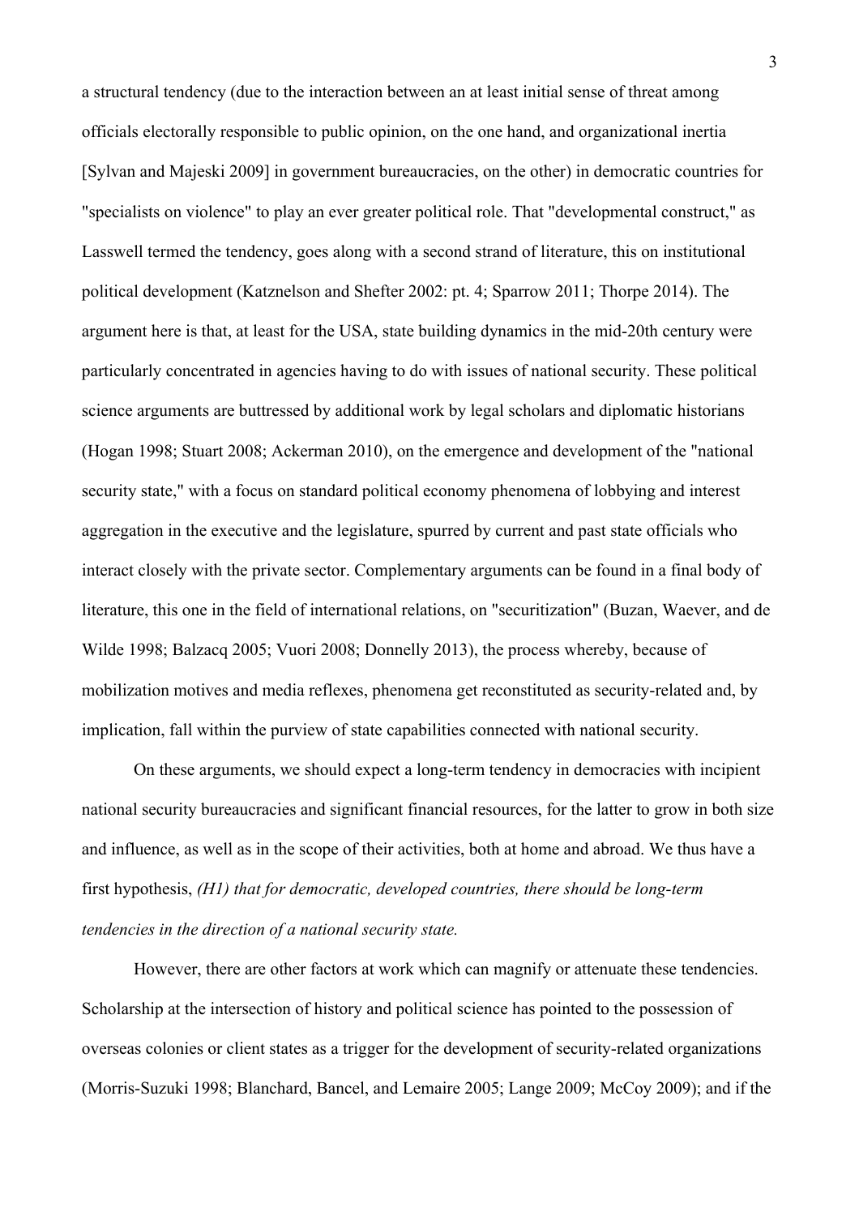a structural tendency (due to the interaction between an at least initial sense of threat among officials electorally responsible to public opinion, on the one hand, and organizational inertia [Sylvan and Majeski 2009] in government bureaucracies, on the other) in democratic countries for "specialists on violence" to play an ever greater political role. That "developmental construct," as Lasswell termed the tendency, goes along with a second strand of literature, this on institutional political development (Katznelson and Shefter 2002: pt. 4; Sparrow 2011; Thorpe 2014). The argument here is that, at least for the USA, state building dynamics in the mid-20th century were particularly concentrated in agencies having to do with issues of national security. These political science arguments are buttressed by additional work by legal scholars and diplomatic historians (Hogan 1998; Stuart 2008; Ackerman 2010), on the emergence and development of the "national security state," with a focus on standard political economy phenomena of lobbying and interest aggregation in the executive and the legislature, spurred by current and past state officials who interact closely with the private sector. Complementary arguments can be found in a final body of literature, this one in the field of international relations, on "securitization" (Buzan, Waever, and de Wilde 1998; Balzacq 2005; Vuori 2008; Donnelly 2013), the process whereby, because of mobilization motives and media reflexes, phenomena get reconstituted as security-related and, by implication, fall within the purview of state capabilities connected with national security.

On these arguments, we should expect a long-term tendency in democracies with incipient national security bureaucracies and significant financial resources, for the latter to grow in both size and influence, as well as in the scope of their activities, both at home and abroad. We thus have a first hypothesis, *(H1) that for democratic, developed countries, there should be long-term tendencies in the direction of a national security state.*

However, there are other factors at work which can magnify or attenuate these tendencies. Scholarship at the intersection of history and political science has pointed to the possession of overseas colonies or client states as a trigger for the development of security-related organizations (Morris-Suzuki 1998; Blanchard, Bancel, and Lemaire 2005; Lange 2009; McCoy 2009); and if the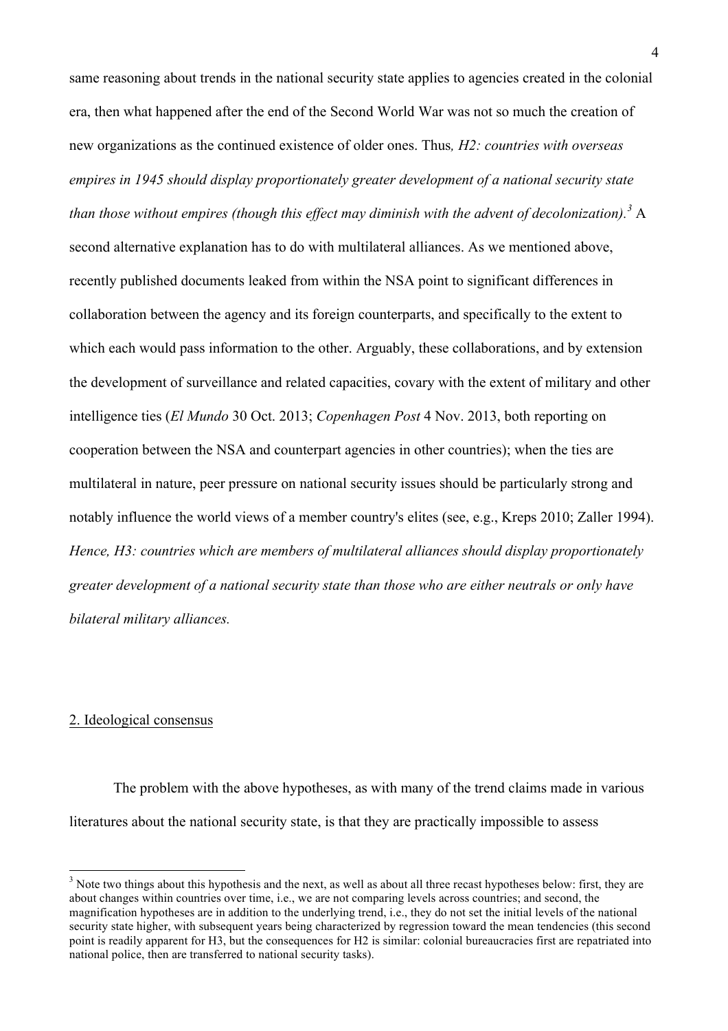same reasoning about trends in the national security state applies to agencies created in the colonial era, then what happened after the end of the Second World War was not so much the creation of new organizations as the continued existence of older ones. Thus*, H2: countries with overseas empires in 1945 should display proportionately greater development of a national security state than those without empires (though this effect may diminish with the advent of decolonization).*[3] A second alternative explanation has to do with multilateral alliances. As we mentioned above, recently published documents leaked from within the NSA point to significant differences in collaboration between the agency and its foreign counterparts, and specifically to the extent to which each would pass information to the other. Arguably, these collaborations, and by extension the development of surveillance and related capacities, covary with the extent of military and other intelligence ties (*El Mundo* 30 Oct. 2013; *Copenhagen Post* 4 Nov. 2013, both reporting on cooperation between the NSA and counterpart agencies in other countries); when the ties are multilateral in nature, peer pressure on national security issues should be particularly strong and notably influence the world views of a member country's elites (see, e.g., Kreps 2010; Zaller 1994). *Hence, H3: countries which are members of multilateral alliances should display proportionately greater development of a national security state than those who are either neutrals or only have bilateral military alliances.*

## 2. Ideological consensus

The problem with the above hypotheses, as with many of the trend claims made in various literatures about the national security state, is that they are practically impossible to assess

[3] Note two things about this hypothesis and the next, as well as about all three recast hypotheses below: first, they are about changes within countries over time, i.e., we are not comparing levels across countries; and second, the magnification hypotheses are in addition to the underlying trend, i.e., they do not set the initial levels of the national security state higher, with subsequent years being characterized by regression toward the mean tendencies (this second point is readily apparent for H3, but the consequences for H2 is similar: colonial bureaucracies first are repatriated into national police, then are transferred to national security tasks).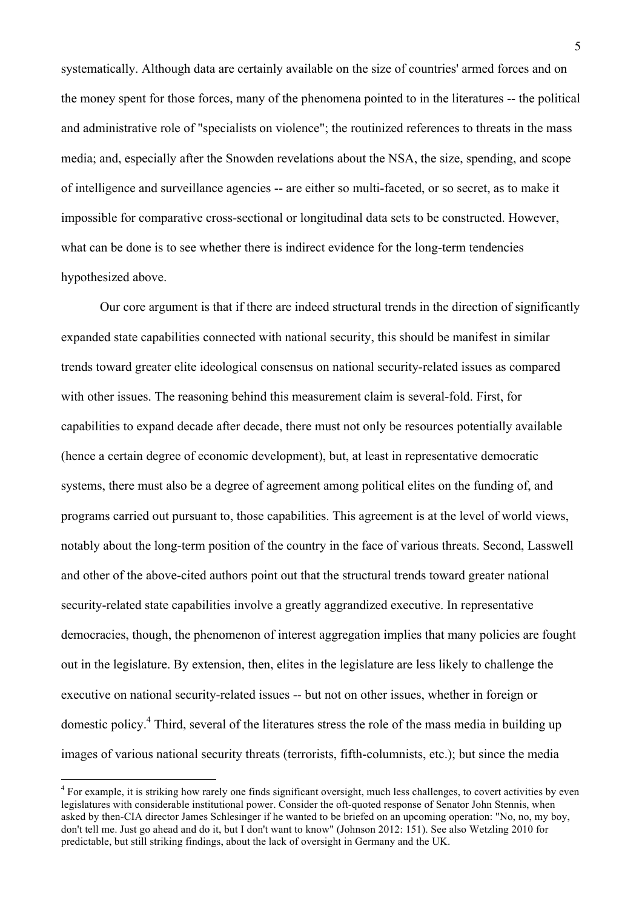systematically. Although data are certainly available on the size of countries' armed forces and on the money spent for those forces, many of the phenomena pointed to in the literatures -- the political and administrative role of "specialists on violence"; the routinized references to threats in the mass media; and, especially after the Snowden revelations about the NSA, the size, spending, and scope of intelligence and surveillance agencies -- are either so multi-faceted, or so secret, as to make it impossible for comparative cross-sectional or longitudinal data sets to be constructed. However, what can be done is to see whether there is indirect evidence for the long-term tendencies hypothesized above.

Our core argument is that if there are indeed structural trends in the direction of significantly expanded state capabilities connected with national security, this should be manifest in similar trends toward greater elite ideological consensus on national security-related issues as compared with other issues. The reasoning behind this measurement claim is several-fold. First, for capabilities to expand decade after decade, there must not only be resources potentially available (hence a certain degree of economic development), but, at least in representative democratic systems, there must also be a degree of agreement among political elites on the funding of, and programs carried out pursuant to, those capabilities. This agreement is at the level of world views, notably about the long-term position of the country in the face of various threats. Second, Lasswell and other of the above-cited authors point out that the structural trends toward greater national security-related state capabilities involve a greatly aggrandized executive. In representative democracies, though, the phenomenon of interest aggregation implies that many policies are fought out in the legislature. By extension, then, elites in the legislature are less likely to challenge the executive on national security-related issues -- but not on other issues, whether in foreign or domestic policy.[4] Third, several of the literatures stress the role of the mass media in building up images of various national security threats (terrorists, fifth-columnists, etc.); but since the media

[4] For example, it is striking how rarely one finds significant oversight, much less challenges, to covert activities by even legislatures with considerable institutional power. Consider the oft-quoted response of Senator John Stennis, when asked by then-CIA director James Schlesinger if he wanted to be briefed on an upcoming operation: "No, no, my boy, don't tell me. Just go ahead and do it, but I don't want to know" (Johnson 2012: 151). See also Wetzling 2010 for predictable, but still striking findings, about the lack of oversight in Germany and the UK.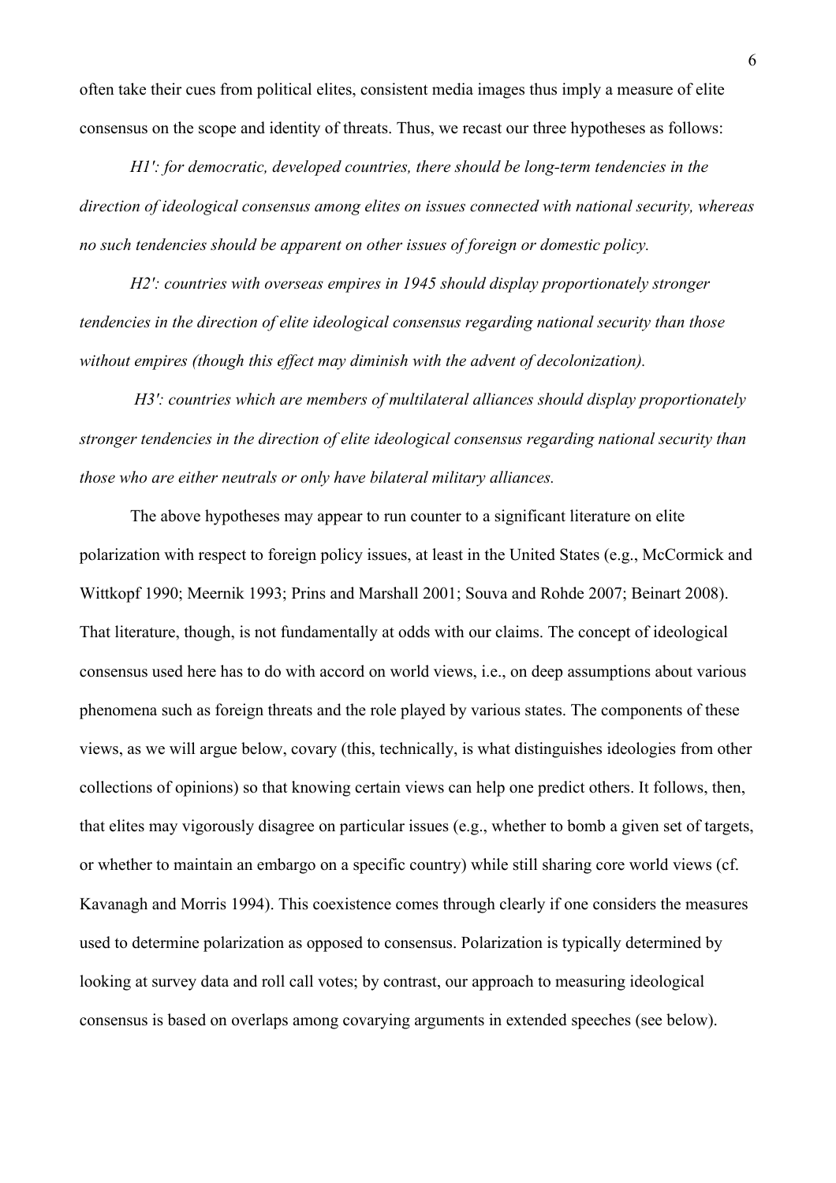often take their cues from political elites, consistent media images thus imply a measure of elite consensus on the scope and identity of threats. Thus, we recast our three hypotheses as follows:

*H1': for democratic, developed countries, there should be long-term tendencies in the direction of ideological consensus among elites on issues connected with national security, whereas no such tendencies should be apparent on other issues of foreign or domestic policy.*

*H2': countries with overseas empires in 1945 should display proportionately stronger tendencies in the direction of elite ideological consensus regarding national security than those without empires (though this effect may diminish with the advent of decolonization).*

*H3': countries which are members of multilateral alliances should display proportionately stronger tendencies in the direction of elite ideological consensus regarding national security than those who are either neutrals or only have bilateral military alliances.*

The above hypotheses may appear to run counter to a significant literature on elite polarization with respect to foreign policy issues, at least in the United States (e.g., McCormick and Wittkopf 1990; Meernik 1993; Prins and Marshall 2001; Souva and Rohde 2007; Beinart 2008). That literature, though, is not fundamentally at odds with our claims. The concept of ideological consensus used here has to do with accord on world views, i.e., on deep assumptions about various phenomena such as foreign threats and the role played by various states. The components of these views, as we will argue below, covary (this, technically, is what distinguishes ideologies from other collections of opinions) so that knowing certain views can help one predict others. It follows, then, that elites may vigorously disagree on particular issues (e.g., whether to bomb a given set of targets, or whether to maintain an embargo on a specific country) while still sharing core world views (cf. Kavanagh and Morris 1994). This coexistence comes through clearly if one considers the measures used to determine polarization as opposed to consensus. Polarization is typically determined by looking at survey data and roll call votes; by contrast, our approach to measuring ideological consensus is based on overlaps among covarying arguments in extended speeches (see below).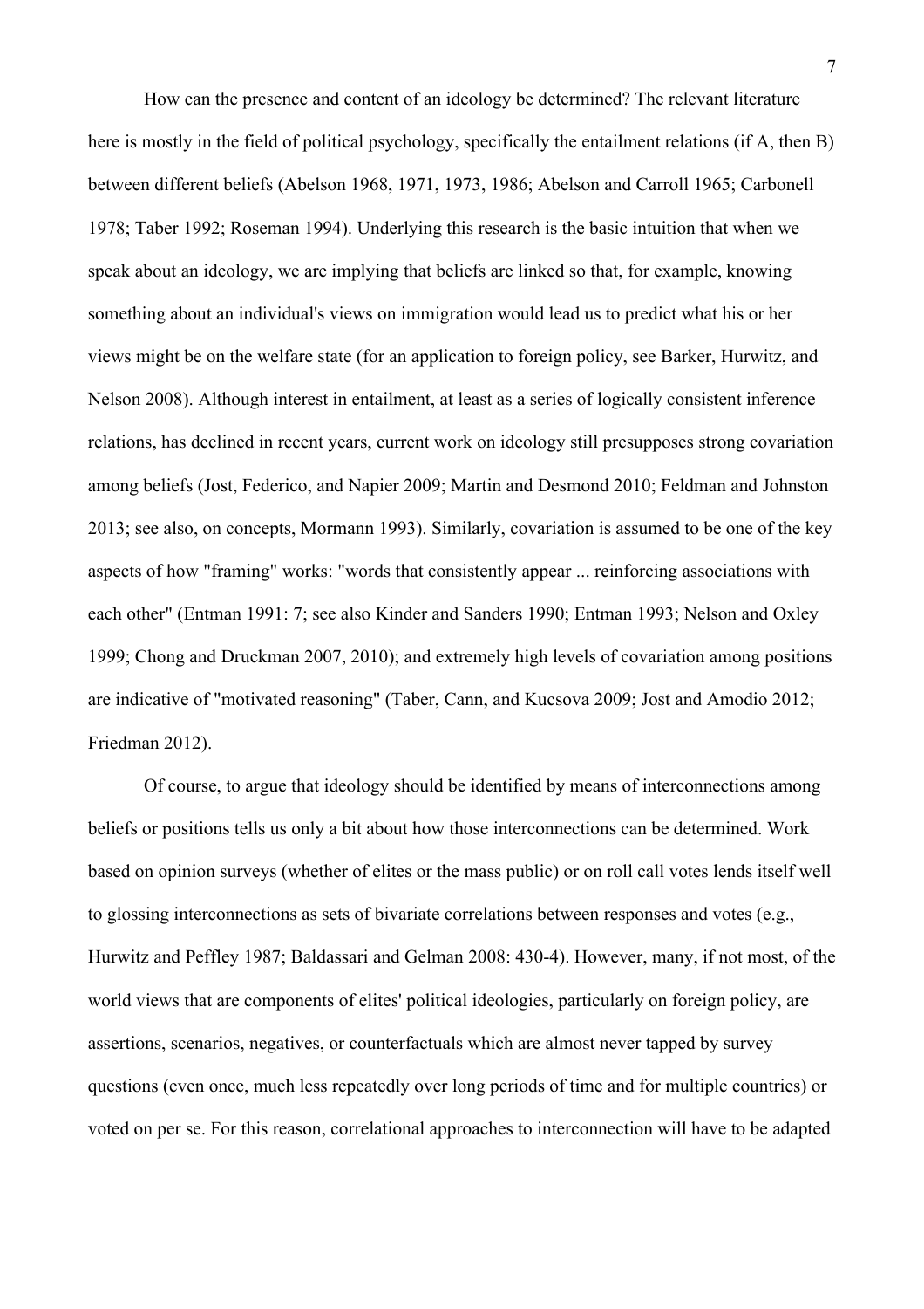How can the presence and content of an ideology be determined? The relevant literature here is mostly in the field of political psychology, specifically the entailment relations (if A, then B) between different beliefs (Abelson 1968, 1971, 1973, 1986; Abelson and Carroll 1965; Carbonell 1978; Taber 1992; Roseman 1994). Underlying this research is the basic intuition that when we speak about an ideology, we are implying that beliefs are linked so that, for example, knowing something about an individual's views on immigration would lead us to predict what his or her views might be on the welfare state (for an application to foreign policy, see Barker, Hurwitz, and Nelson 2008). Although interest in entailment, at least as a series of logically consistent inference relations, has declined in recent years, current work on ideology still presupposes strong covariation among beliefs (Jost, Federico, and Napier 2009; Martin and Desmond 2010; Feldman and Johnston 2013; see also, on concepts, Mormann 1993). Similarly, covariation is assumed to be one of the key aspects of how "framing" works: "words that consistently appear ... reinforcing associations with each other" (Entman 1991: 7; see also Kinder and Sanders 1990; Entman 1993; Nelson and Oxley 1999; Chong and Druckman 2007, 2010); and extremely high levels of covariation among positions are indicative of "motivated reasoning" (Taber, Cann, and Kucsova 2009; Jost and Amodio 2012; Friedman 2012).

Of course, to argue that ideology should be identified by means of interconnections among beliefs or positions tells us only a bit about how those interconnections can be determined. Work based on opinion surveys (whether of elites or the mass public) or on roll call votes lends itself well to glossing interconnections as sets of bivariate correlations between responses and votes (e.g., Hurwitz and Peffley 1987; Baldassari and Gelman 2008: 430-4). However, many, if not most, of the world views that are components of elites' political ideologies, particularly on foreign policy, are assertions, scenarios, negatives, or counterfactuals which are almost never tapped by survey questions (even once, much less repeatedly over long periods of time and for multiple countries) or voted on per se. For this reason, correlational approaches to interconnection will have to be adapted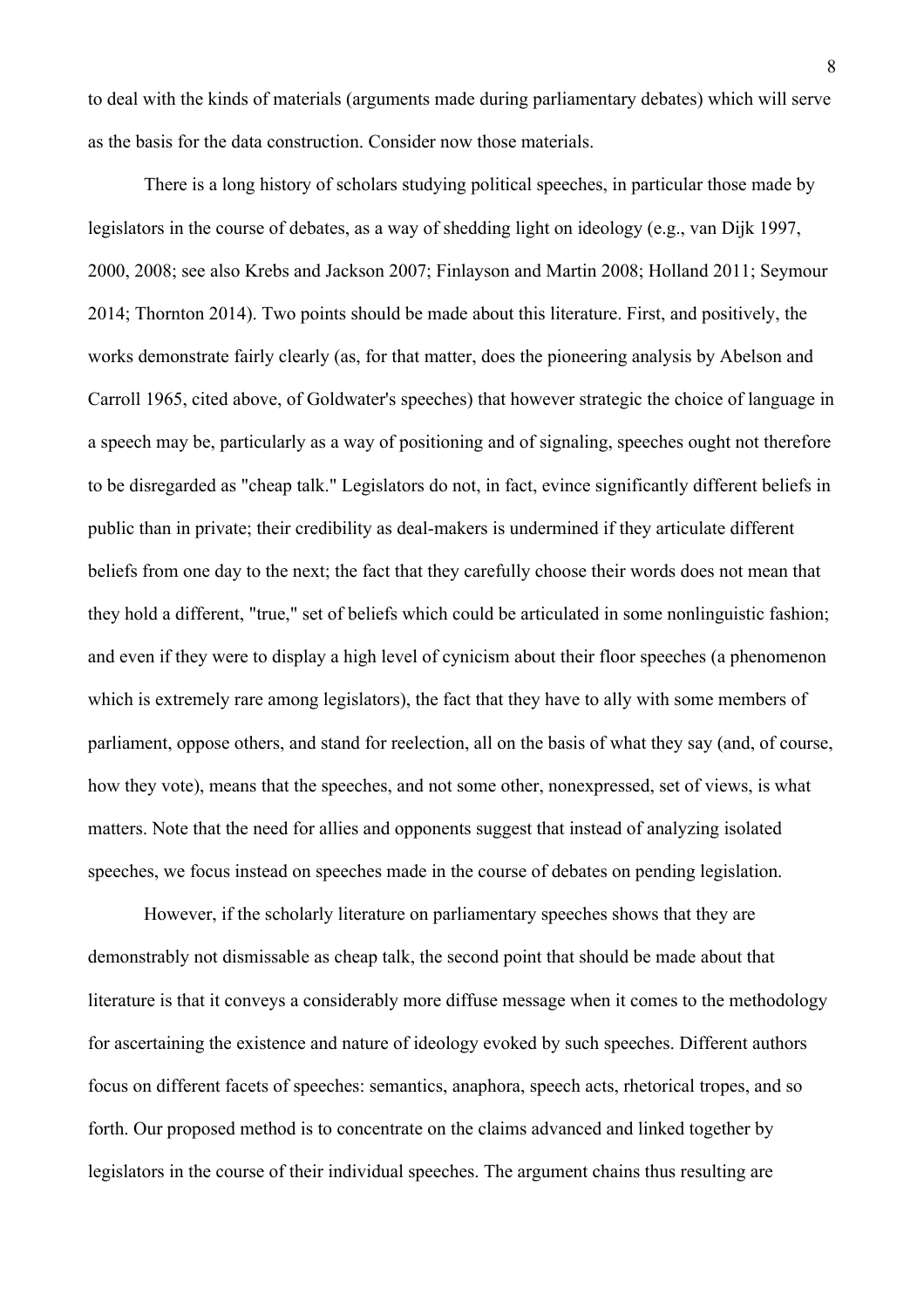to deal with the kinds of materials (arguments made during parliamentary debates) which will serve as the basis for the data construction. Consider now those materials.

There is a long history of scholars studying political speeches, in particular those made by legislators in the course of debates, as a way of shedding light on ideology (e.g., van Dijk 1997, 2000, 2008; see also Krebs and Jackson 2007; Finlayson and Martin 2008; Holland 2011; Seymour 2014; Thornton 2014). Two points should be made about this literature. First, and positively, the works demonstrate fairly clearly (as, for that matter, does the pioneering analysis by Abelson and Carroll 1965, cited above, of Goldwater's speeches) that however strategic the choice of language in a speech may be, particularly as a way of positioning and of signaling, speeches ought not therefore to be disregarded as "cheap talk." Legislators do not, in fact, evince significantly different beliefs in public than in private; their credibility as deal-makers is undermined if they articulate different beliefs from one day to the next; the fact that they carefully choose their words does not mean that they hold a different, "true," set of beliefs which could be articulated in some nonlinguistic fashion; and even if they were to display a high level of cynicism about their floor speeches (a phenomenon which is extremely rare among legislators), the fact that they have to ally with some members of parliament, oppose others, and stand for reelection, all on the basis of what they say (and, of course, how they vote), means that the speeches, and not some other, nonexpressed, set of views, is what matters. Note that the need for allies and opponents suggest that instead of analyzing isolated speeches, we focus instead on speeches made in the course of debates on pending legislation.

However, if the scholarly literature on parliamentary speeches shows that they are demonstrably not dismissable as cheap talk, the second point that should be made about that literature is that it conveys a considerably more diffuse message when it comes to the methodology for ascertaining the existence and nature of ideology evoked by such speeches. Different authors focus on different facets of speeches: semantics, anaphora, speech acts, rhetorical tropes, and so forth. Our proposed method is to concentrate on the claims advanced and linked together by legislators in the course of their individual speeches. The argument chains thus resulting are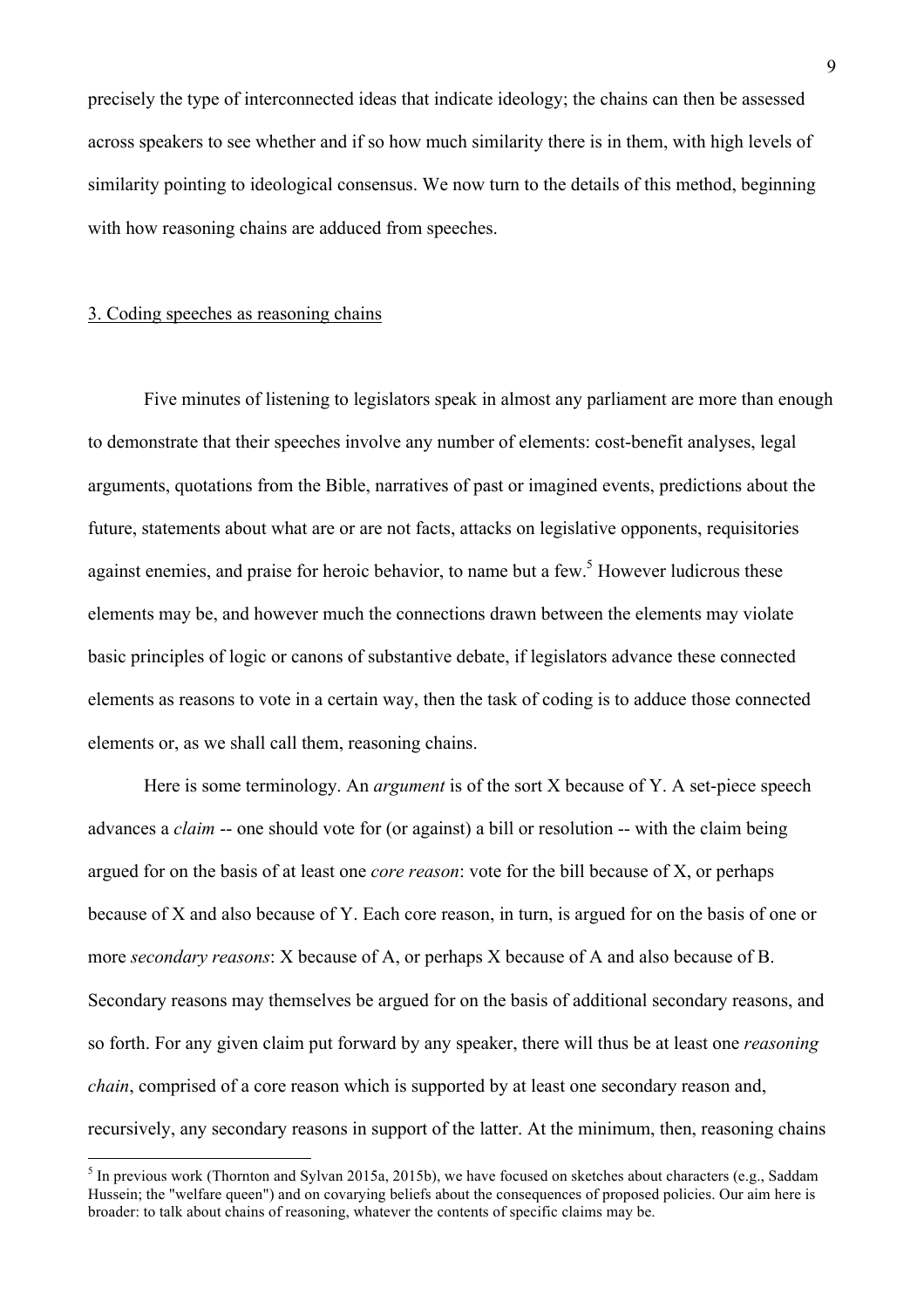precisely the type of interconnected ideas that indicate ideology; the chains can then be assessed across speakers to see whether and if so how much similarity there is in them, with high levels of similarity pointing to ideological consensus. We now turn to the details of this method, beginning with how reasoning chains are adduced from speeches.

## 3. Coding speeches as reasoning chains

Five minutes of listening to legislators speak in almost any parliament are more than enough to demonstrate that their speeches involve any number of elements: cost-benefit analyses, legal arguments, quotations from the Bible, narratives of past or imagined events, predictions about the future, statements about what are or are not facts, attacks on legislative opponents, requisitories against enemies, and praise for heroic behavior, to name but a few.[5] However ludicrous these elements may be, and however much the connections drawn between the elements may violate basic principles of logic or canons of substantive debate, if legislators advance these connected elements as reasons to vote in a certain way, then the task of coding is to adduce those connected elements or, as we shall call them, reasoning chains.

Here is some terminology. An *argument* is of the sort X because of Y. A set-piece speech advances a *claim* -- one should vote for (or against) a bill or resolution -- with the claim being argued for on the basis of at least one *core reason*: vote for the bill because of X, or perhaps because of X and also because of Y. Each core reason, in turn, is argued for on the basis of one or more *secondary reasons*: X because of A, or perhaps X because of A and also because of B. Secondary reasons may themselves be argued for on the basis of additional secondary reasons, and so forth. For any given claim put forward by any speaker, there will thus be at least one *reasoning chain*, comprised of a core reason which is supported by at least one secondary reason and, recursively, any secondary reasons in support of the latter. At the minimum, then, reasoning chains

[5] In previous work (Thornton and Sylvan 2015a, 2015b), we have focused on sketches about characters (e.g., Saddam Hussein; the "welfare queen") and on covarying beliefs about the consequences of proposed policies. Our aim here is broader: to talk about chains of reasoning, whatever the contents of specific claims may be.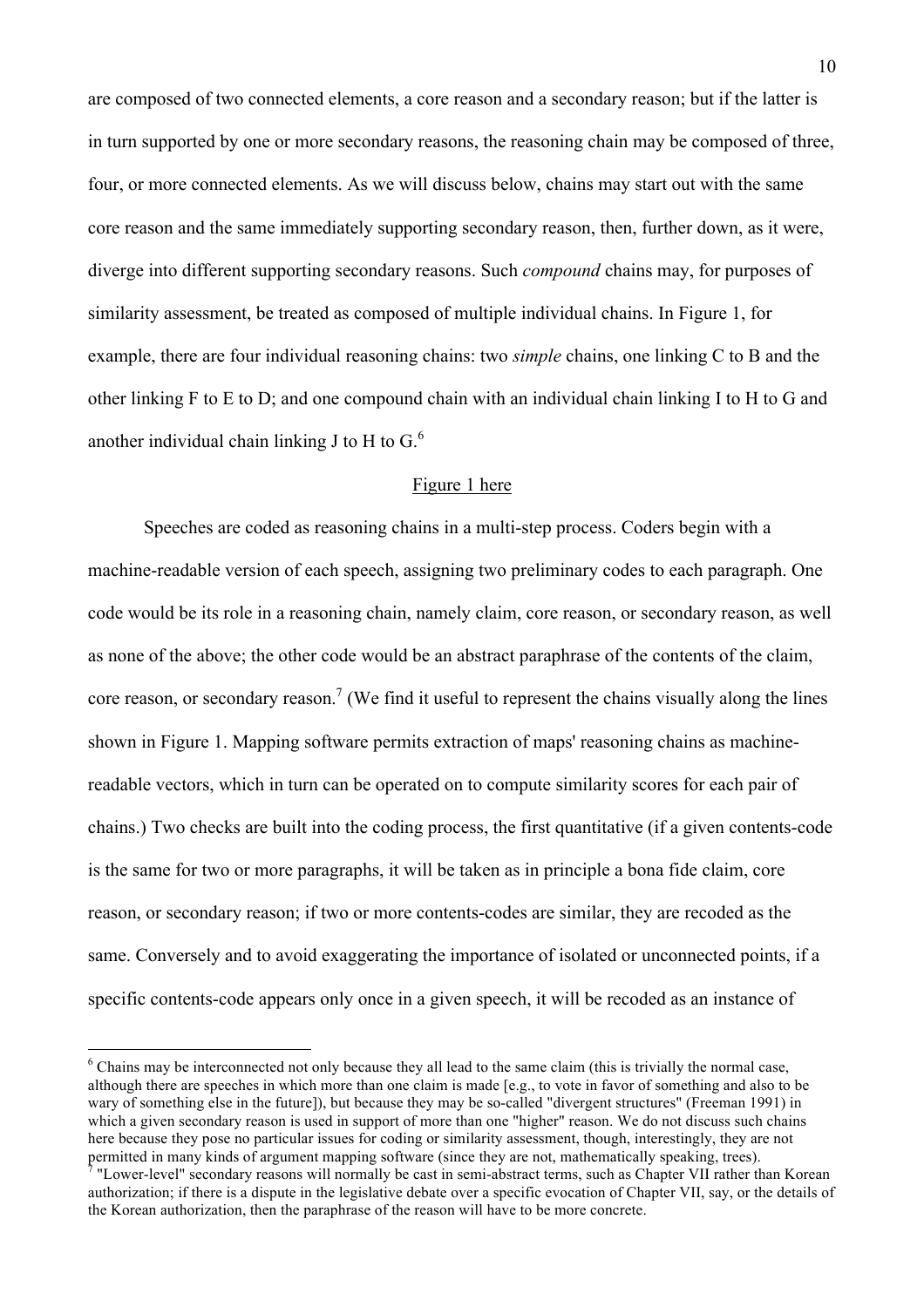are composed of two connected elements, a core reason and a secondary reason; but if the latter is in turn supported by one or more secondary reasons, the reasoning chain may be composed of three, four, or more connected elements. As we will discuss below, chains may start out with the same core reason and the same immediately supporting secondary reason, then, further down, as it were, diverge into different supporting secondary reasons. Such *compound* chains may, for purposes of similarity assessment, be treated as composed of multiple individual chains. In Figure 1, for example, there are four individual reasoning chains: two *simple* chains, one linking C to B and the other linking F to E to D; and one compound chain with an individual chain linking I to H to G and another individual chain linking J to H to G.[6]

Figure 1 here

Speeches are coded as reasoning chains in a multi-step process. Coders begin with a machine-readable version of each speech, assigning two preliminary codes to each paragraph. One code would be its role in a reasoning chain, namely claim, core reason, or secondary reason, as well as none of the above; the other code would be an abstract paraphrase of the contents of the claim, core reason, or secondary reason.[7] (We find it useful to represent the chains visually along the lines shown in Figure 1. Mapping software permits extraction of maps' reasoning chains as machine-readable vectors, which in turn can be operated on to compute similarity scores for each pair of chains.) Two checks are built into the coding process, the first quantitative (if a given contents-code is the same for two or more paragraphs, it will be taken as in principle a bona fide claim, core reason, or secondary reason; if two or more contents-codes are similar, they are recoded as the same. Conversely and to avoid exaggerating the importance of isolated or unconnected points, if a specific contents-code appears only once in a given speech, it will be recoded as an instance of

[6] Chains may be interconnected not only because they all lead to the same claim (this is trivially the normal case, although there are speeches in which more than one claim is made [e.g., to vote in favor of something and also to be wary of something else in the future]), but because they may be so-called "divergent structures" (Freeman 1991) in which a given secondary reason is used in support of more than one "higher" reason. We do not discuss such chains here because they pose no particular issues for coding or similarity assessment, though, interestingly, they are not permitted in many kinds of argument mapping software (since they are not, mathematically speaking, trees).

[7] "Lower-level" secondary reasons will normally be cast in semi-abstract terms, such as Chapter VII rather than Korean authorization; if there is a dispute in the legislative debate over a specific evocation of Chapter VII, say, or the details of the Korean authorization, then the paraphrase of the reason will have to be more concrete.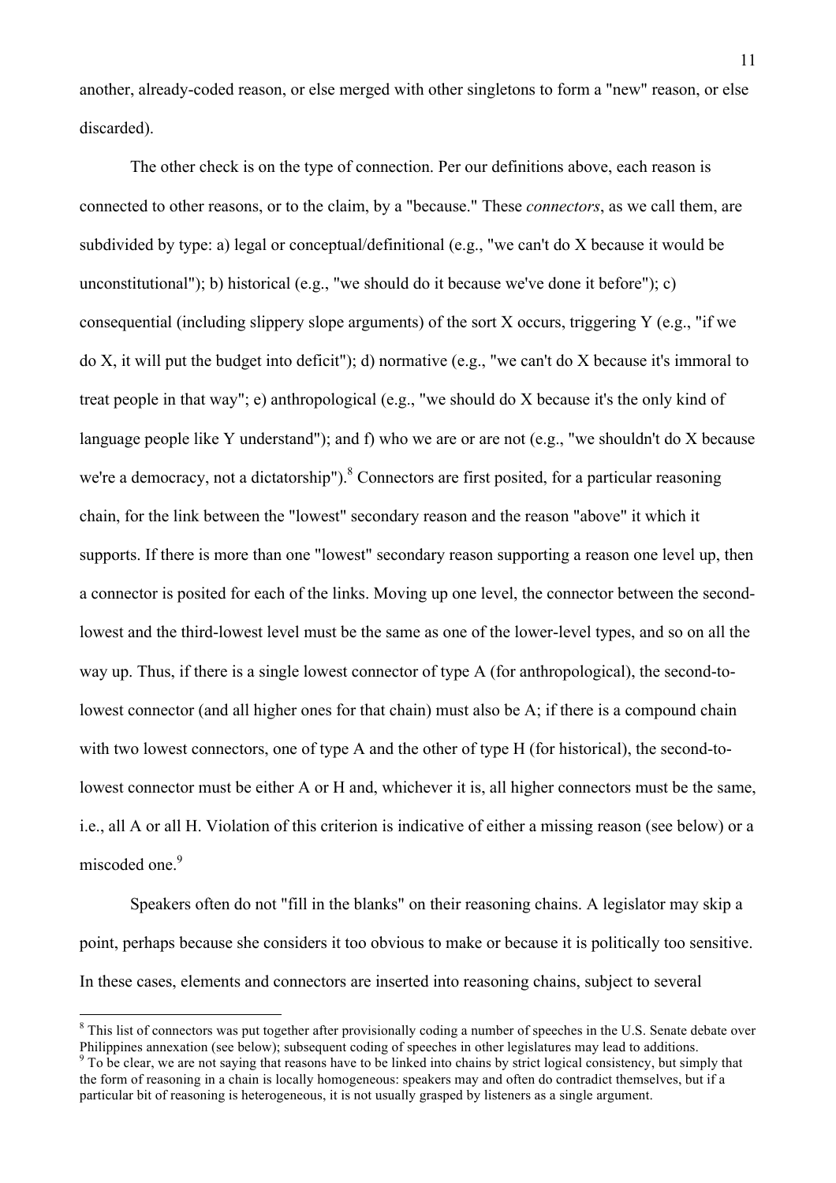another, already-coded reason, or else merged with other singletons to form a "new" reason, or else discarded).

The other check is on the type of connection. Per our definitions above, each reason is connected to other reasons, or to the claim, by a "because." These *connectors*, as we call them, are subdivided by type: a) legal or conceptual/definitional (e.g., "we can't do X because it would be unconstitutional"); b) historical (e.g., "we should do it because we've done it before"); c) consequential (including slippery slope arguments) of the sort X occurs, triggering Y (e.g., "if we do X, it will put the budget into deficit"); d) normative (e.g., "we can't do X because it's immoral to treat people in that way"; e) anthropological (e.g., "we should do X because it's the only kind of language people like Y understand"); and f) who we are or are not (e.g., "we shouldn't do X because we're a democracy, not a dictatorship").[8] Connectors are first posited, for a particular reasoning chain, for the link between the "lowest" secondary reason and the reason "above" it which it supports. If there is more than one "lowest" secondary reason supporting a reason one level up, then a connector is posited for each of the links. Moving up one level, the connector between the second-lowest and the third-lowest level must be the same as one of the lower-level types, and so on all the way up. Thus, if there is a single lowest connector of type A (for anthropological), the second-to-lowest connector (and all higher ones for that chain) must also be A; if there is a compound chain with two lowest connectors, one of type A and the other of type H (for historical), the second-to-lowest connector must be either A or H and, whichever it is, all higher connectors must be the same, i.e., all A or all H. Violation of this criterion is indicative of either a missing reason (see below) or a miscoded one.[9]

Speakers often do not "fill in the blanks" on their reasoning chains. A legislator may skip a point, perhaps because she considers it too obvious to make or because it is politically too sensitive. In these cases, elements and connectors are inserted into reasoning chains, subject to several

[8] This list of connectors was put together after provisionally coding a number of speeches in the U.S. Senate debate over Philippines annexation (see below); subsequent coding of speeches in other legislatures may lead to additions.

[9] To be clear, we are not saying that reasons have to be linked into chains by strict logical consistency, but simply that the form of reasoning in a chain is locally homogeneous: speakers may and often do contradict themselves, but if a particular bit of reasoning is heterogeneous, it is not usually grasped by listeners as a single argument.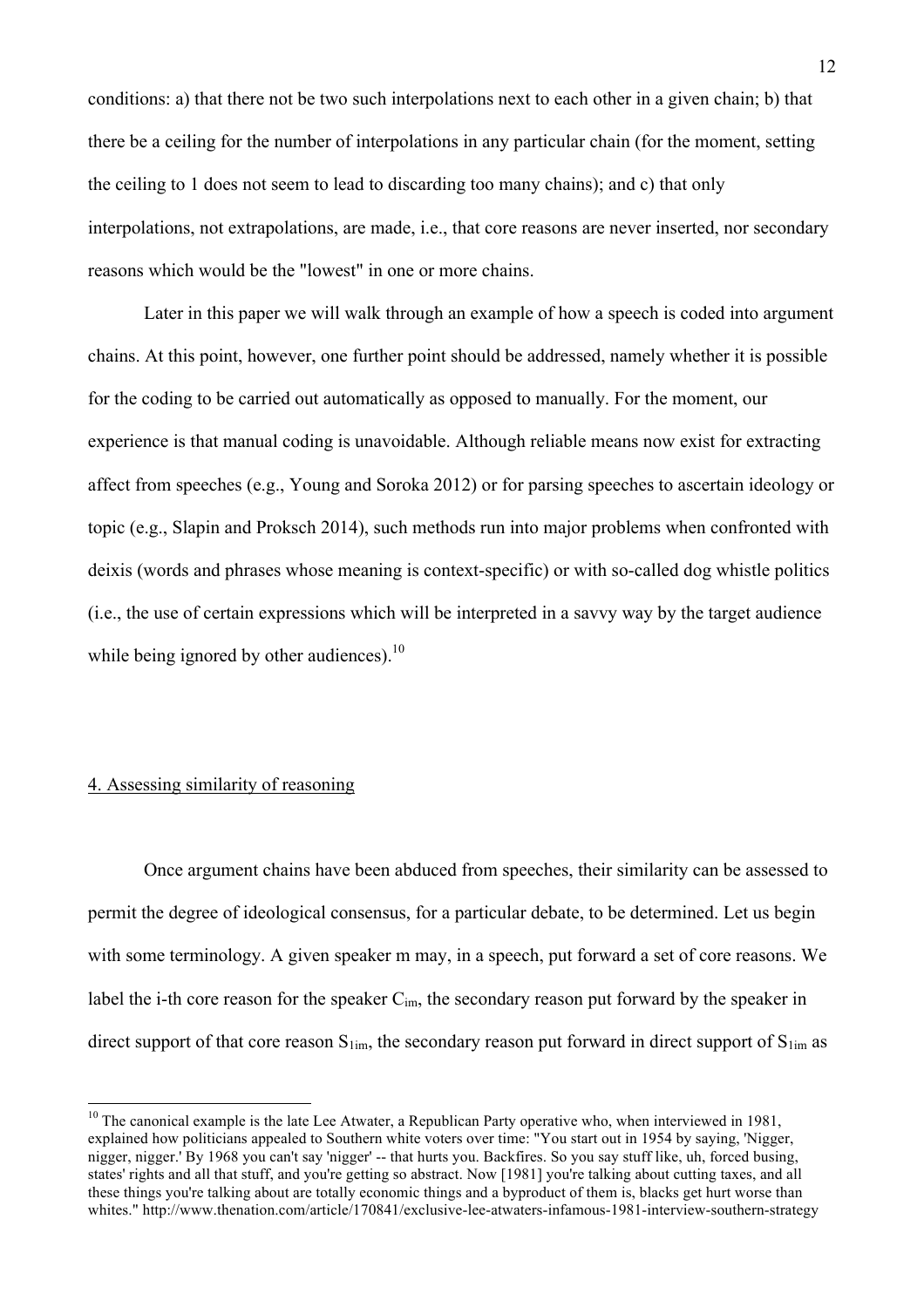conditions: a) that there not be two such interpolations next to each other in a given chain; b) that there be a ceiling for the number of interpolations in any particular chain (for the moment, setting the ceiling to 1 does not seem to lead to discarding too many chains); and c) that only interpolations, not extrapolations, are made, i.e., that core reasons are never inserted, nor secondary reasons which would be the "lowest" in one or more chains.

Later in this paper we will walk through an example of how a speech is coded into argument chains. At this point, however, one further point should be addressed, namely whether it is possible for the coding to be carried out automatically as opposed to manually. For the moment, our experience is that manual coding is unavoidable. Although reliable means now exist for extracting affect from speeches (e.g., Young and Soroka 2012) or for parsing speeches to ascertain ideology or topic (e.g., Slapin and Proksch 2014), such methods run into major problems when confronted with deixis (words and phrases whose meaning is context-specific) or with so-called dog whistle politics (i.e., the use of certain expressions which will be interpreted in a savvy way by the target audience while being ignored by other audiences).[10]

## 4. Assessing similarity of reasoning

Once argument chains have been abduced from speeches, their similarity can be assessed to permit the degree of ideological consensus, for a particular debate, to be determined. Let us begin with some terminology. A given speaker m may, in a speech, put forward a set of core reasons. We label the i-th core reason for the speaker $C_{im}$, the secondary reason put forward by the speaker in direct support of that core reason $S_{1im}$, the secondary reason put forward in direct support of $S_{1im}$ as

---

[10] The canonical example is the late Lee Atwater, a Republican Party operative who, when interviewed in 1981, explained how politicians appealed to Southern white voters over time: "You start out in 1954 by saying, 'Nigger, nigger, nigger.' By 1968 you can't say 'nigger' -- that hurts you. Backfires. So you say stuff like, uh, forced busing, states' rights and all that stuff, and you're getting so abstract. Now [1981] you're talking about cutting taxes, and all these things you're talking about are totally economic things and a byproduct of them is, blacks get hurt worse than whites." http://www.thenation.com/article/170841/exclusive-lee-atwaters-infamous-1981-interview-southern-strategy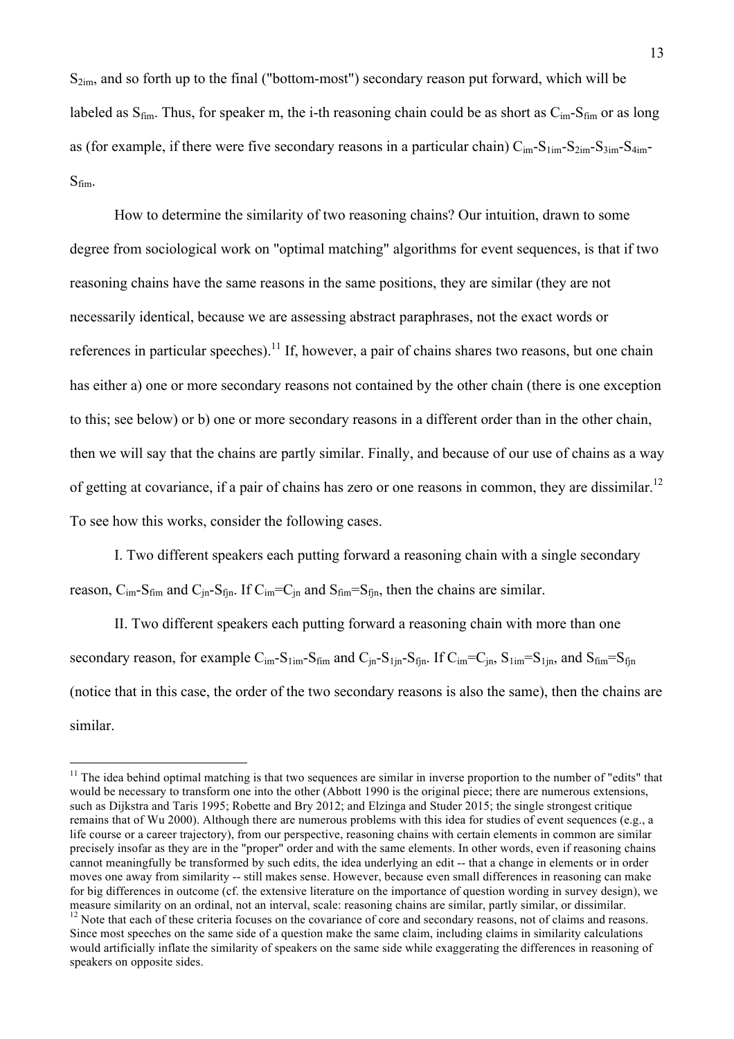$S_{2im}$, and so forth up to the final ("bottom-most") secondary reason put forward, which will be labeled as $S_{fim}$. Thus, for speaker m, the i-th reasoning chain could be as short as $C_{im}$-$S_{fim}$ or as long as (for example, if there were five secondary reasons in a particular chain) $C_{im}$-$S_{1im}$-$S_{2im}$-$S_{3im}$-$S_{4im}$-$S_{fim}$.

How to determine the similarity of two reasoning chains? Our intuition, drawn to some degree from sociological work on "optimal matching" algorithms for event sequences, is that if two reasoning chains have the same reasons in the same positions, they are similar (they are not necessarily identical, because we are assessing abstract paraphrases, not the exact words or references in particular speeches).[11] If, however, a pair of chains shares two reasons, but one chain has either a) one or more secondary reasons not contained by the other chain (there is one exception to this; see below) or b) one or more secondary reasons in a different order than in the other chain, then we will say that the chains are partly similar. Finally, and because of our use of chains as a way of getting at covariance, if a pair of chains has zero or one reasons in common, they are dissimilar.[12] To see how this works, consider the following cases.

I. Two different speakers each putting forward a reasoning chain with a single secondary reason, $C_{im}$-$S_{fim}$ and $C_{jn}$-$S_{fjn}$. If $C_{im}=C_{jn}$ and $S_{fim}=S_{fjn}$, then the chains are similar.

II. Two different speakers each putting forward a reasoning chain with more than one secondary reason, for example $C_{im}$-$S_{1im}$-$S_{fim}$ and $C_{jn}$-$S_{1jn}$-$S_{fjn}$. If $C_{im}=C_{jn}$, $S_{1im}=S_{1jn}$, and $S_{fim}=S_{fjn}$ (notice that in this case, the order of the two secondary reasons is also the same), then the chains are similar.

---

[11] The idea behind optimal matching is that two sequences are similar in inverse proportion to the number of "edits" that would be necessary to transform one into the other (Abbott 1990 is the original piece; there are numerous extensions, such as Dijkstra and Taris 1995; Robette and Bry 2012; and Elzinga and Studer 2015; the single strongest critique remains that of Wu 2000). Although there are numerous problems with this idea for studies of event sequences (e.g., a life course or a career trajectory), from our perspective, reasoning chains with certain elements in common are similar precisely insofar as they are in the "proper" order and with the same elements. In other words, even if reasoning chains cannot meaningfully be transformed by such edits, the idea underlying an edit -- that a change in elements or in order moves one away from similarity -- still makes sense. However, because even small differences in reasoning can make for big differences in outcome (cf. the extensive literature on the importance of question wording in survey design), we measure similarity on an ordinal, not an interval, scale: reasoning chains are similar, partly similar, or dissimilar.

[12] Note that each of these criteria focuses on the covariance of core and secondary reasons, not of claims and reasons. Since most speeches on the same side of a question make the same claim, including claims in similarity calculations would artificially inflate the similarity of speakers on the same side while exaggerating the differences in reasoning of speakers on opposite sides.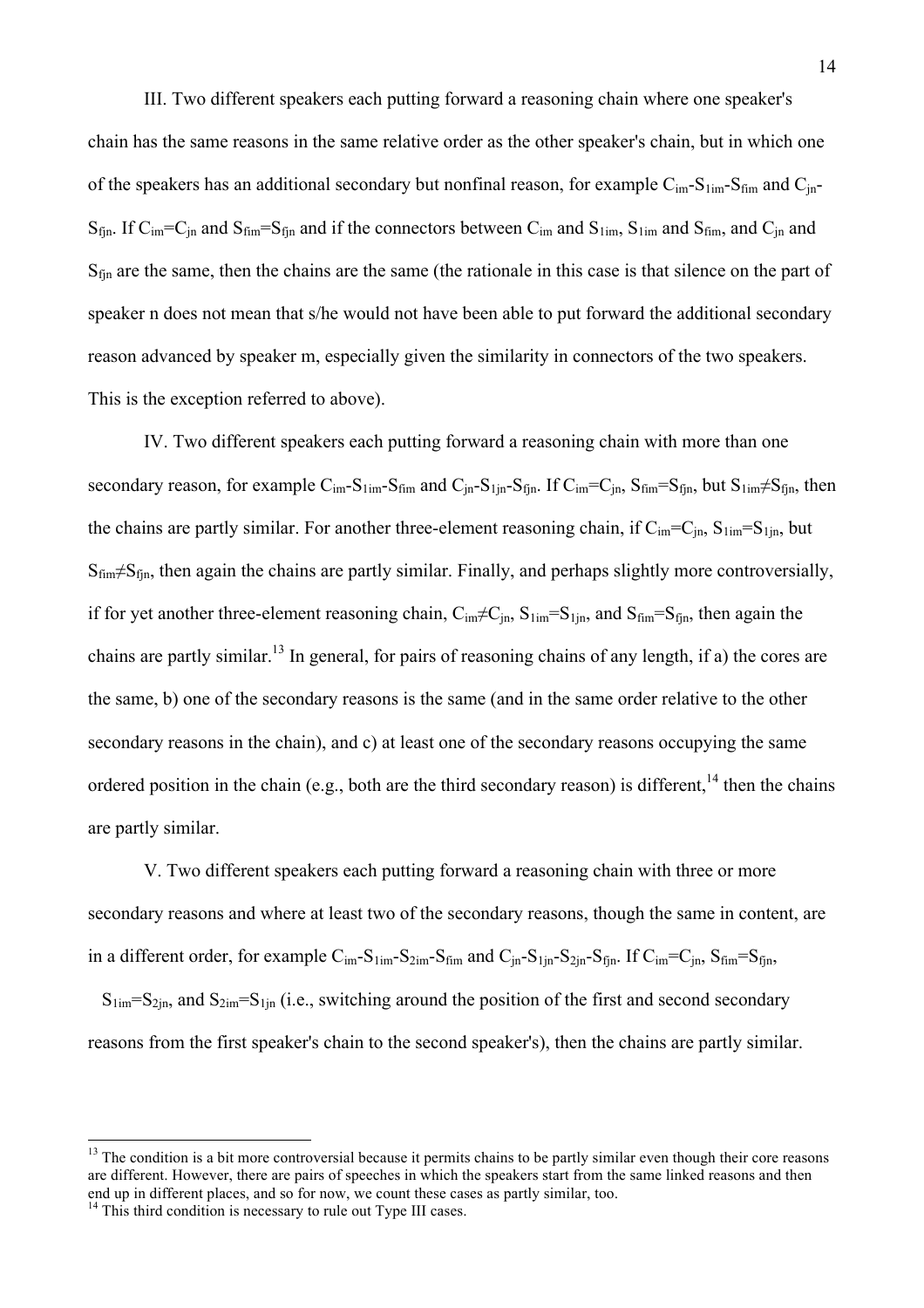III. Two different speakers each putting forward a reasoning chain where one speaker's chain has the same reasons in the same relative order as the other speaker's chain, but in which one of the speakers has an additional secondary but nonfinal reason, for example $C_{im}$-$S_{1im}$-$S_{fim}$ and $C_{jn}$-$S_{fjn}$. If $C_{im}=C_{jn}$ and $S_{fim}=S_{fjn}$ and if the connectors between $C_{im}$ and $S_{1im}$, $S_{1im}$ and $S_{fim}$, and $C_{jn}$ and $S_{fjn}$ are the same, then the chains are the same (the rationale in this case is that silence on the part of speaker n does not mean that s/he would not have been able to put forward the additional secondary reason advanced by speaker m, especially given the similarity in connectors of the two speakers. This is the exception referred to above).

IV. Two different speakers each putting forward a reasoning chain with more than one secondary reason, for example $C_{im}$-$S_{1im}$-$S_{fim}$ and $C_{jn}$-$S_{1jn}$-$S_{fjn}$. If $C_{im}=C_{jn}$, $S_{fim}=S_{fjn}$, but $S_{1im}\neq S_{fjn}$, then the chains are partly similar. For another three-element reasoning chain, if $C_{im}=C_{jn}$, $S_{1im}=S_{1jn}$, but $S_{fim}\neq S_{fjn}$, then again the chains are partly similar. Finally, and perhaps slightly more controversially, if for yet another three-element reasoning chain, $C_{im}\neq C_{jn}$, $S_{1im}=S_{1jn}$, and $S_{fim}=S_{fjn}$, then again the chains are partly similar.[13] In general, for pairs of reasoning chains of any length, if a) the cores are the same, b) one of the secondary reasons is the same (and in the same order relative to the other secondary reasons in the chain), and c) at least one of the secondary reasons occupying the same ordered position in the chain (e.g., both are the third secondary reason) is different,[14] then the chains are partly similar.

V. Two different speakers each putting forward a reasoning chain with three or more secondary reasons and where at least two of the secondary reasons, though the same in content, are in a different order, for example $C_{im}$-$S_{1im}$-$S_{2im}$-$S_{fim}$ and $C_{jn}$-$S_{1jn}$-$S_{2jn}$-$S_{fjn}$. If $C_{im}=C_{jn}$, $S_{fim}=S_{fjn}$, $S_{1im}=S_{2jn}$, and $S_{2im}=S_{1jn}$ (i.e., switching around the position of the first and second secondary reasons from the first speaker's chain to the second speaker's), then the chains are partly similar.

---

[13] The condition is a bit more controversial because it permits chains to be partly similar even though their core reasons are different. However, there are pairs of speeches in which the speakers start from the same linked reasons and then end up in different places, and so for now, we count these cases as partly similar, too.

[14] This third condition is necessary to rule out Type III cases.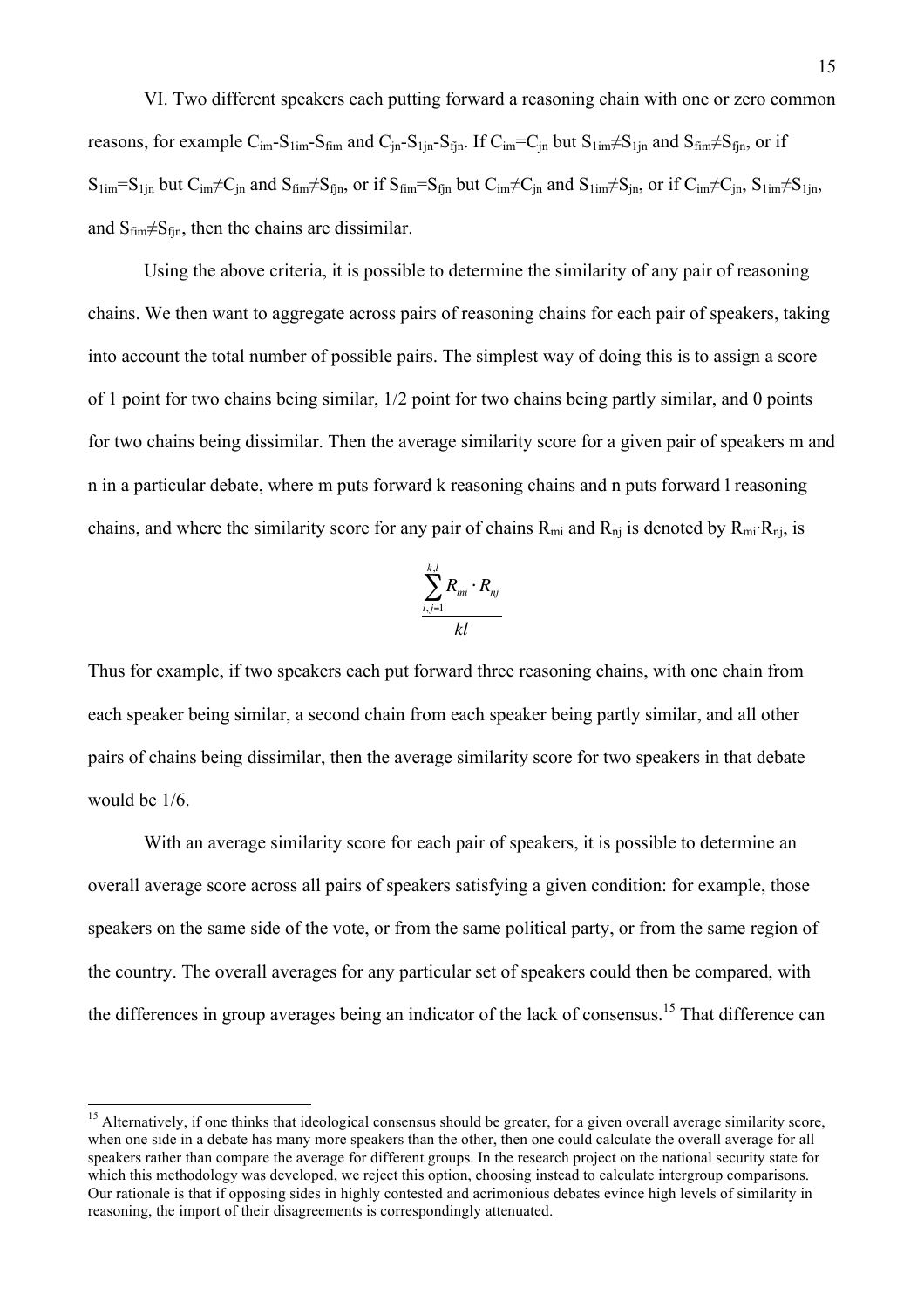VI. Two different speakers each putting forward a reasoning chain with one or zero common reasons, for example $C_{im}$-$S_{1im}$-$S_{fim}$ and $C_{jn}$-$S_{1jn}$-$S_{fjn}$. If $C_{im}=C_{jn}$ but $S_{1im}\neq S_{1jn}$ and $S_{fim}\neq S_{fjn}$, or if $S_{1im}=S_{1jn}$ but $C_{im}\neq C_{jn}$ and $S_{fim}\neq S_{fjn}$, or if $S_{fim}=S_{fjn}$ but $C_{im}\neq C_{jn}$ and $S_{1im}\neq S_{jn}$, or if $C_{im}\neq C_{jn}$, $S_{1im}\neq S_{1jn}$, and $S_{fim}\neq S_{fjn}$, then the chains are dissimilar.

Using the above criteria, it is possible to determine the similarity of any pair of reasoning chains. We then want to aggregate across pairs of reasoning chains for each pair of speakers, taking into account the total number of possible pairs. The simplest way of doing this is to assign a score of 1 point for two chains being similar, 1/2 point for two chains being partly similar, and 0 points for two chains being dissimilar. Then the average similarity score for a given pair of speakers m and n in a particular debate, where m puts forward k reasoning chains and n puts forward l reasoning chains, and where the similarity score for any pair of chains $R_{mi}$ and $R_{nj}$ is denoted by $R_{mi}\cdot R_{nj}$, is

$$\frac{\sum_{i,j=1}^{k,l} R_{mi} \cdot R_{nj}}{kl}$$

Thus for example, if two speakers each put forward three reasoning chains, with one chain from each speaker being similar, a second chain from each speaker being partly similar, and all other pairs of chains being dissimilar, then the average similarity score for two speakers in that debate would be 1/6.

With an average similarity score for each pair of speakers, it is possible to determine an overall average score across all pairs of speakers satisfying a given condition: for example, those speakers on the same side of the vote, or from the same political party, or from the same region of the country. The overall averages for any particular set of speakers could then be compared, with the differences in group averages being an indicator of the lack of consensus.[15] That difference can

[15] Alternatively, if one thinks that ideological consensus should be greater, for a given overall average similarity score, when one side in a debate has many more speakers than the other, then one could calculate the overall average for all speakers rather than compare the average for different groups. In the research project on the national security state for which this methodology was developed, we reject this option, choosing instead to calculate intergroup comparisons. Our rationale is that if opposing sides in highly contested and acrimonious debates evince high levels of similarity in reasoning, the import of their disagreements is correspondingly attenuated.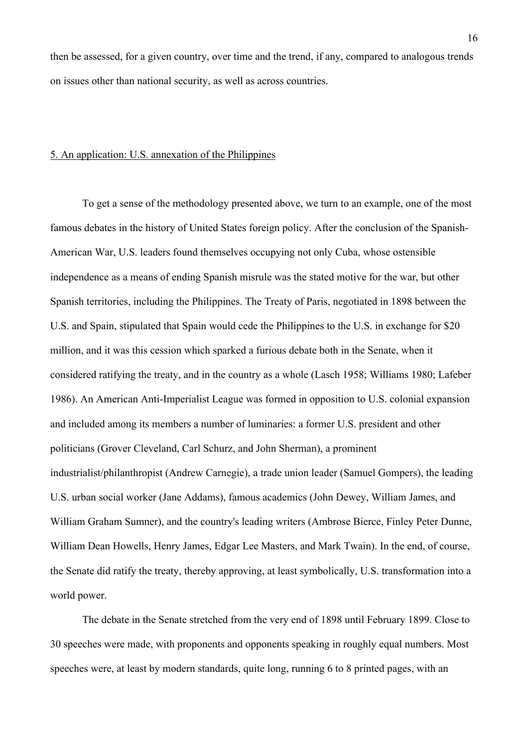then be assessed, for a given country, over time and the trend, if any, compared to analogous trends on issues other than national security, as well as across countries.

## 5. An application: U.S. annexation of the Philippines

To get a sense of the methodology presented above, we turn to an example, one of the most famous debates in the history of United States foreign policy. After the conclusion of the Spanish-American War, U.S. leaders found themselves occupying not only Cuba, whose ostensible independence as a means of ending Spanish misrule was the stated motive for the war, but other Spanish territories, including the Philippines. The Treaty of Paris, negotiated in 1898 between the U.S. and Spain, stipulated that Spain would cede the Philippines to the U.S. in exchange for $20 million, and it was this cession which sparked a furious debate both in the Senate, when it considered ratifying the treaty, and in the country as a whole (Lasch 1958; Williams 1980; Lafeber 1986). An American Anti-Imperialist League was formed in opposition to U.S. colonial expansion and included among its members a number of luminaries: a former U.S. president and other politicians (Grover Cleveland, Carl Schurz, and John Sherman), a prominent industrialist/philanthropist (Andrew Carnegie), a trade union leader (Samuel Gompers), the leading U.S. urban social worker (Jane Addams), famous academics (John Dewey, William James, and William Graham Sumner), and the country's leading writers (Ambrose Bierce, Finley Peter Dunne, William Dean Howells, Henry James, Edgar Lee Masters, and Mark Twain). In the end, of course, the Senate did ratify the treaty, thereby approving, at least symbolically, U.S. transformation into a world power.

The debate in the Senate stretched from the very end of 1898 until February 1899. Close to 30 speeches were made, with proponents and opponents speaking in roughly equal numbers. Most speeches were, at least by modern standards, quite long, running 6 to 8 printed pages, with an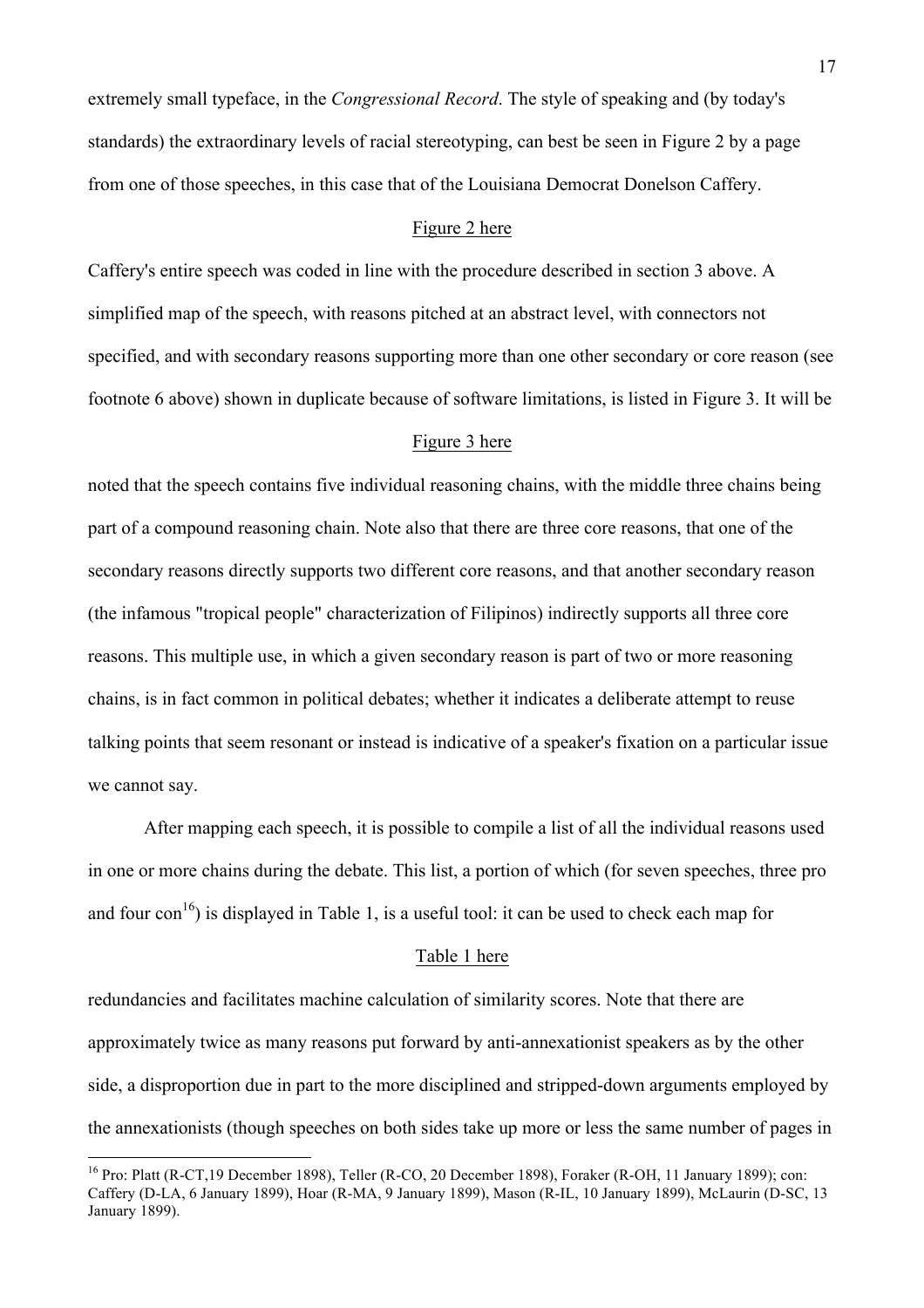extremely small typeface, in the *Congressional Record*. The style of speaking and (by today's standards) the extraordinary levels of racial stereotyping, can best be seen in Figure 2 by a page from one of those speeches, in this case that of the Louisiana Democrat Donelson Caffery.

Figure 2 here

Caffery's entire speech was coded in line with the procedure described in section 3 above. A simplified map of the speech, with reasons pitched at an abstract level, with connectors not specified, and with secondary reasons supporting more than one other secondary or core reason (see footnote 6 above) shown in duplicate because of software limitations, is listed in Figure 3. It will be

Figure 3 here

noted that the speech contains five individual reasoning chains, with the middle three chains being part of a compound reasoning chain. Note also that there are three core reasons, that one of the secondary reasons directly supports two different core reasons, and that another secondary reason (the infamous "tropical people" characterization of Filipinos) indirectly supports all three core reasons. This multiple use, in which a given secondary reason is part of two or more reasoning chains, is in fact common in political debates; whether it indicates a deliberate attempt to reuse talking points that seem resonant or instead is indicative of a speaker's fixation on a particular issue we cannot say.

After mapping each speech, it is possible to compile a list of all the individual reasons used in one or more chains during the debate. This list, a portion of which (for seven speeches, three pro and four con[16]) is displayed in Table 1, is a useful tool: it can be used to check each map for

Table 1 here

redundancies and facilitates machine calculation of similarity scores. Note that there are approximately twice as many reasons put forward by anti-annexationist speakers as by the other side, a disproportion due in part to the more disciplined and stripped-down arguments employed by the annexationists (though speeches on both sides take up more or less the same number of pages in

[16] Pro: Platt (R-CT,19 December 1898), Teller (R-CO, 20 December 1898), Foraker (R-OH, 11 January 1899); con: Caffery (D-LA, 6 January 1899), Hoar (R-MA, 9 January 1899), Mason (R-IL, 10 January 1899), McLaurin (D-SC, 13 January 1899).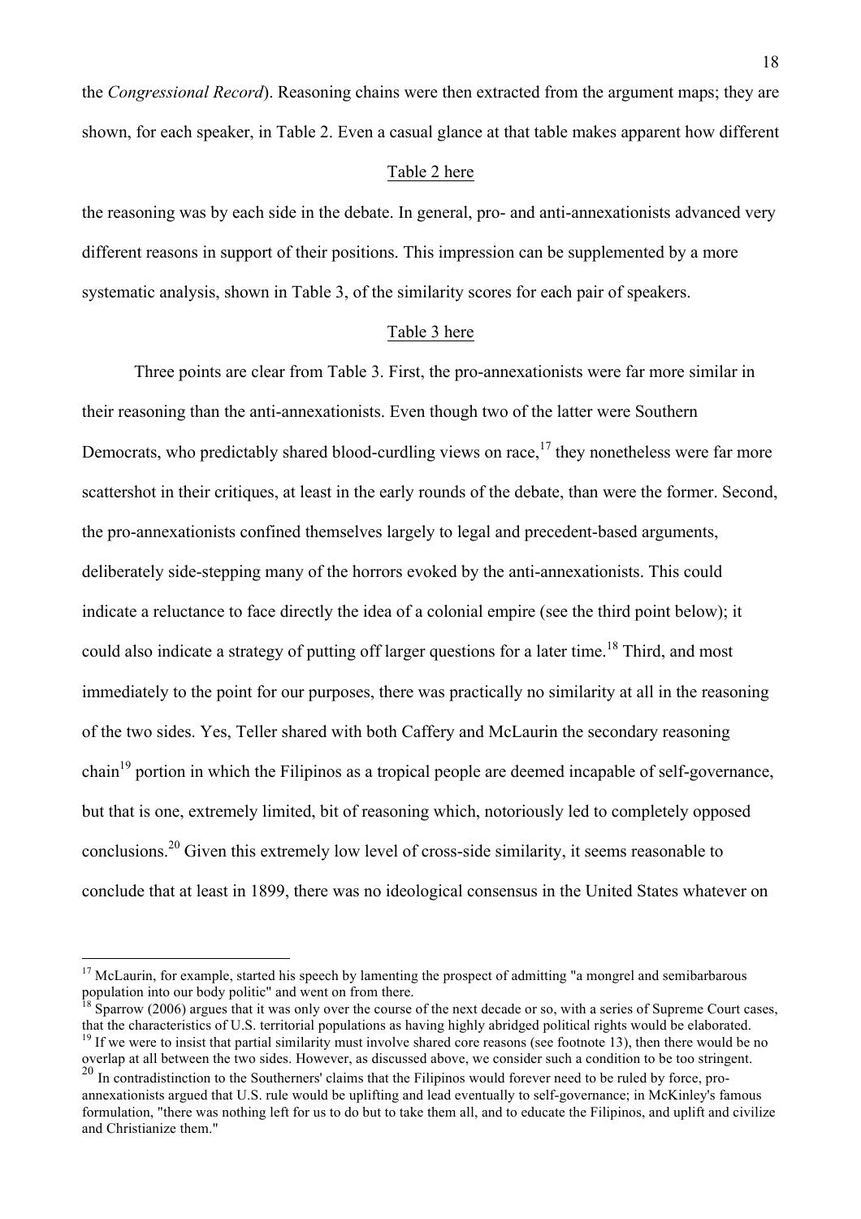the *Congressional Record*). Reasoning chains were then extracted from the argument maps; they are shown, for each speaker, in Table 2. Even a casual glance at that table makes apparent how different

Table 2 here

the reasoning was by each side in the debate. In general, pro- and anti-annexationists advanced very different reasons in support of their positions. This impression can be supplemented by a more systematic analysis, shown in Table 3, of the similarity scores for each pair of speakers.

Table 3 here

Three points are clear from Table 3. First, the pro-annexationists were far more similar in their reasoning than the anti-annexationists. Even though two of the latter were Southern Democrats, who predictably shared blood-curdling views on race,[17] they nonetheless were far more scattershot in their critiques, at least in the early rounds of the debate, than were the former. Second, the pro-annexationists confined themselves largely to legal and precedent-based arguments, deliberately side-stepping many of the horrors evoked by the anti-annexationists. This could indicate a reluctance to face directly the idea of a colonial empire (see the third point below); it could also indicate a strategy of putting off larger questions for a later time.[18] Third, and most immediately to the point for our purposes, there was practically no similarity at all in the reasoning of the two sides. Yes, Teller shared with both Caffery and McLaurin the secondary reasoning chain[19] portion in which the Filipinos as a tropical people are deemed incapable of self-governance, but that is one, extremely limited, bit of reasoning which, notoriously led to completely opposed conclusions.[20] Given this extremely low level of cross-side similarity, it seems reasonable to conclude that at least in 1899, there was no ideological consensus in the United States whatever on

---

[17] McLaurin, for example, started his speech by lamenting the prospect of admitting "a mongrel and semibarbarous population into our body politic" and went on from there.

[18] Sparrow (2006) argues that it was only over the course of the next decade or so, with a series of Supreme Court cases, that the characteristics of U.S. territorial populations as having highly abridged political rights would be elaborated.

[19] If we were to insist that partial similarity must involve shared core reasons (see footnote 13), then there would be no overlap at all between the two sides. However, as discussed above, we consider such a condition to be too stringent.

[20] In contradistinction to the Southerners' claims that the Filipinos would forever need to be ruled by force, pro-annexationists argued that U.S. rule would be uplifting and lead eventually to self-governance; in McKinley's famous formulation, "there was nothing left for us to do but to take them all, and to educate the Filipinos, and uplift and civilize and Christianize them."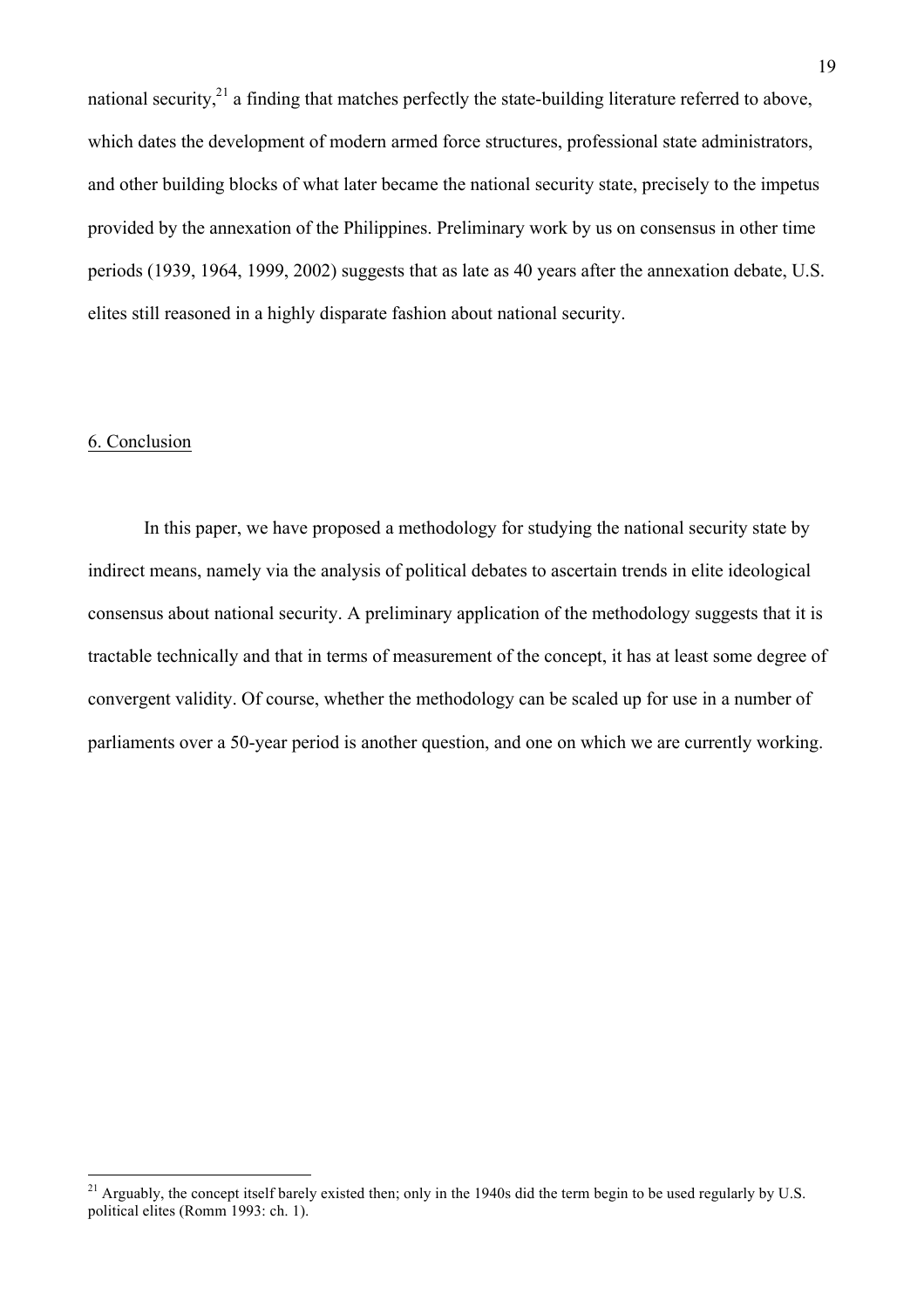national security,[21] a finding that matches perfectly the state-building literature referred to above, which dates the development of modern armed force structures, professional state administrators, and other building blocks of what later became the national security state, precisely to the impetus provided by the annexation of the Philippines. Preliminary work by us on consensus in other time periods (1939, 1964, 1999, 2002) suggests that as late as 40 years after the annexation debate, U.S. elites still reasoned in a highly disparate fashion about national security.

## 6. Conclusion

In this paper, we have proposed a methodology for studying the national security state by indirect means, namely via the analysis of political debates to ascertain trends in elite ideological consensus about national security. A preliminary application of the methodology suggests that it is tractable technically and that in terms of measurement of the concept, it has at least some degree of convergent validity. Of course, whether the methodology can be scaled up for use in a number of parliaments over a 50-year period is another question, and one on which we are currently working.

[21] Arguably, the concept itself barely existed then; only in the 1940s did the term begin to be used regularly by U.S. political elites (Romm 1993: ch. 1).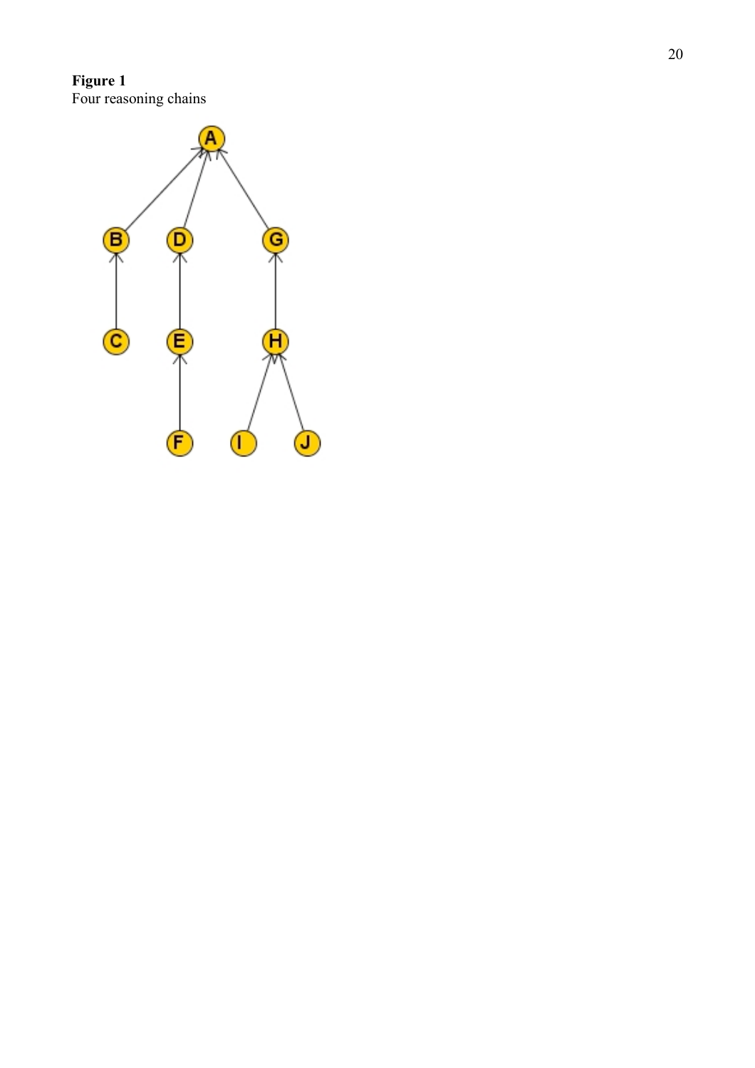**Figure 1**

Four reasoning chains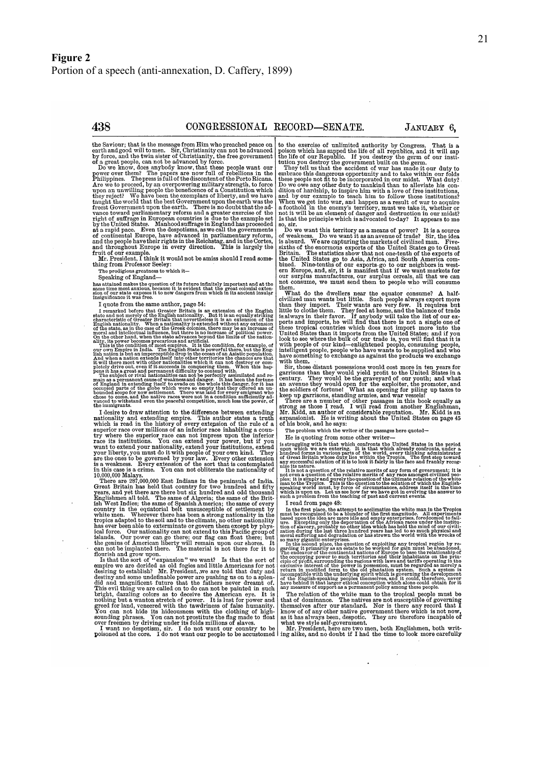**Figure 2**

Portion of a speech (anti-annexation, D. Caffery, 1899)

438 CONGRESSIONAL RECORD—SENATE. JANUARY 6,

the Saviour; that is the message from Him who preached peace on earth and good will to men. Sir, Christianity can not be advanced by force, and the twin sister of Christianity, the free government of a great people, can not be advanced by force.

Do we know, does anybody know, that these people want our power over them? The papers are now full of rebellions in the Philippines. The press is full of the discontent of the Porto Ricans. Are we to proceed, by an overpowering military strength, to force upon an unwilling people the beneficence of a Constitution which they reject? We have been the exemplars of liberty, and we have taught the world that the best Government upon the earth was the freest Government upon the earth. There is no doubt that the advance toward parliamentary reform and a greater exercise of the right of suffrage in European countries is due to the example set by the United States. Manhood suffrage in England has proceeded at a rapid pace. Even the despotisms, as we call the governments of continental Europe, have advanced in parliamentary reform, and the people have their rights in the Reichstag, and in the Cortes, and throughout Europe in every direction. This is largely the fruit of our example.

Mr. President, I think it would not be amiss should I read something from Professor Seeley:

The prodigious greatness to which it—

Speaking of England—

has attained makes the question of its future infinitely important and at the same time most anxious, because it is evident that the great colonial extension of our state exposes it to new dangers from which in its ancient insular insignificance it was free.

I quote from the same author, page 54:

I remarked before that Greater Britain is an extension of the English state and not merely of the English nationality. But it is an equally striking characteristic of Greater Britain that nevertheless it is an extension of the English nationality. When a nationality is extended without any extension of the state, as in the case of the Greek colonies, there may be an increase of moral and intellectual influence, but there is no increase of political power. On the other hand, when the state advances beyond the limits of the nationality, its power becomes precarious and artificial.

This is the condition of most empires. It is the condition, for example, of our own Empire in India. The English State is powerful there, but the English nation is but an imperceptible drop in the ocean of an Asiatic population. And when a nation extends itself into other territories the chances are that it will there meet with other nationalities which it can not destroy or completely drive out, even if it succeeds in conquering them. When this happens it has a great and permanent difficulty to contend with.

The subject or rival nationalities can not be perfectly assimilated and remain as a permanent cause of weakness and danger. It has been the fortune of England in extending itself to evade on the whole this danger, for it has occupied parts of the globe which were so empty that they offered an unbounded scope for new settlement. There was land for every emigrant who chose to come, and the native races were not in a condition sufficiently advanced to withstand even the peaceful competition, much less the power, of the immigrants.

I desire to draw attention to the difference between extending nationality and extending empire. This author states a truth which is read in the history of every extension of the rule of a superior race over millions of an inferior race inhabiting a country where the superior race can not impress upon the inferior race its institutions. You can extend your power, but if you want to extend your nationality, extend your institutions, extend your liberty, you must do it with people of your own kind. They are the ones to be governed by your law. Every other extension is a weakness. Every extension of the sort that is contemplated in this case is a crime. You can not obliterate the nationality of 10,000,000 Malays.

There are 287,000,000 East Indians in the peninsula of India. Great Britain has held that country for two hundred and fifty years, and yet there are there but six hundred and odd thousand Englishmen all told. The same of Algeria; the same of the British West Indies; the same of Spanish America; the same of every country in the equatorial belt unsusceptible of settlement by white men. Wherever there has been a strong nationality in the tropics adapted to the soil and to the climate, no other nationality has ever been able to exterminate or govern them except by physical force. Our nationality can not extend to this Pacific group of islands. Our power can go there; our flag can float there; but the genius of American liberty will remain upon our shores. It can not be implanted there. The material is not there for it to flourish and grow upon.

Is that the sort of "expansion" we want? Is that the sort of empire we are derided as old fogies and little Americans for not desiring to establish? Mr. President, we are told that duty and destiny and some undefinable power are pushing us on to a splendid and magnificent future that the fathers never dreamt of. This evil thing we are called on to do can not be painted in such bright, dazzling colors as to deceive the American eye. It is nothing but a wanton stretch of power. It is lust for power and greed for land, veneered with the tawdriness of false humanity. You can not hide its hideousness with the clothing of high-sounding phrases. You can not prostitute the flag made to float over freemen by driving under its folds millions of slaves.

I want no despotism, sir. I do not want our country to be poisoned at the core. I do not want our people to be accustomed to the exercise of unlimited authority by Congress. That is a poison which has sapped the life of all republics, and it will sap the life of our Republic. If you destroy the germ of our institution you destroy the government built on the germ.

They tell us that the accident of war has made it our duty to embrace this dangerous opportunity and to take within our folds these people not fit to be incorporated in our midst. What duty? Do we owe any other duty to mankind than to alleviate his condition of hardship, to inspire him with a love of free institutions, and by our example to teach him to follow those institutions? When we get into war, and happen as a result of war to acquire a foothold in the enemy's territory, must we take it, whether or not it will be an element of danger and destruction in our midst? Is that the principle which is advocated to-day? It appears to me so, sir.

Do we want this territory as a means of power? It is a source of weakness. Do we want it as an avenue of trade? Sir, the idea is absurd. We are capturing the markets of civilized man. Five-sixths of the enormous exports of the United States go to Great Britain. The statistics show that not one-tenth of the exports of the United States go to Asia, Africa, and South America combined. Nine-tenths of our exports go to our neighbors in western Europe, and, sir, it is manifest that if we want markets for our surplus manufactures, our surplus cereals, all that we can not consume, we must send them to people who will consume them.

What do the dwellers near the equator consume? A half-civilized man wants but little. Such people always export more than they import. Their wants are very few. It requires but little to clothe them. They feed at home, and the balance of trade is always in their favor. If anybody will take the list of our exports and imports, he will find that there is not a single one of these tropical countries which does not import more into the United States than it imports from the United States; and if you look to see where the bulk of our trade is, you will find that it is with people of our kind—enlightened people, consuming people, intelligent people, people who have wants to be supplied and who have something to exchange as against the products we exchange with them.

Sir, those distant possessions would cost more in ten years for garrisons than they would yield profit to the United States in a century. They would be the graveyard of our youth; and what an avenue they would open for the exploiter, the promoter, and the soldiers of fortune! What an opening for piling up taxes to keep up garrisons, standing armies, and war vessels!

There are a number of other passages in this book equally as strong as those I read. I will read from another Englishman, Mr. Kidd, an author of considerable reputation. Mr. Kidd is an expansionist. He is writing about the United States on page 45 of his book, and he says:

The problem which the writer of the passages here quoted—

He is quoting from some other writer—

is struggling with is that which confronts the United States in the period upon which we are entering. It is that which already confronts, under a hundred forms in various parts of the world, every thinking administrator of Great Britain whose duty lies within the Tropics. The first step toward any successful solution of it is to look it fairly in the face and frankly recognize its nature.

It is not a question of the relative merits of any form of government; it is not even a question of the relative merits of any race amongst civilized peoples; it is simply and purely the question of the ultimate relation of the white man to the Tropics. This is the question to the solution of which the English-speaking world must, by force of circumstances, address itself in the time which is upon us. Let us see how far we have got in evolving the answer to such a problem from the teaching of past and current events.

I read from page 48:

In the first place, the attempt to acclimatize the white man in the Tropics must be recognized to be a blunder of the first magnitude. All experiments based upon the idea are mere idle and empty enterprises, foredoomed to failure. Excepting only the deportation of the African races under the institution of slavery, probably no other idea which has held the mind of our civilization during the last three hundred years has led to so much physical and moral suffering and degradation or has strewn the world with the wrecks of so many gigantic enterprises.

In the second place, the question of exploiting any tropical region by regarding it primarily as an estate to be worked for gain must be abandoned. The endeavor of the continental nations of Europe to base the relationship of the occupying power to such territories and their inhabitants on the principle of profit, surrounding the regions with laws and tariffs operating in the exclusive interest of the power in possession, must be regarded as merely a return in modified form to the old plantation system. Such a system is incompatible with the underlying spirit which is governing the development of the English-speaking peoples themselves, and it could, therefore, never have behind it that larger ethical conception which alone could obtain for it any measure of support as a permanent policy among these people.

The relation of the white man to the tropical people must be that of dominance. The natives are not susceptible of governing themselves after our standard. Nor is there any record that I know of of any other native government there which is not now, as it has always been, despotic. They are therefore incapable of what we style self-government.

Mr. President, here are two men, both Englishmen, both writing alike, and no doubt if I had the time to look more carefully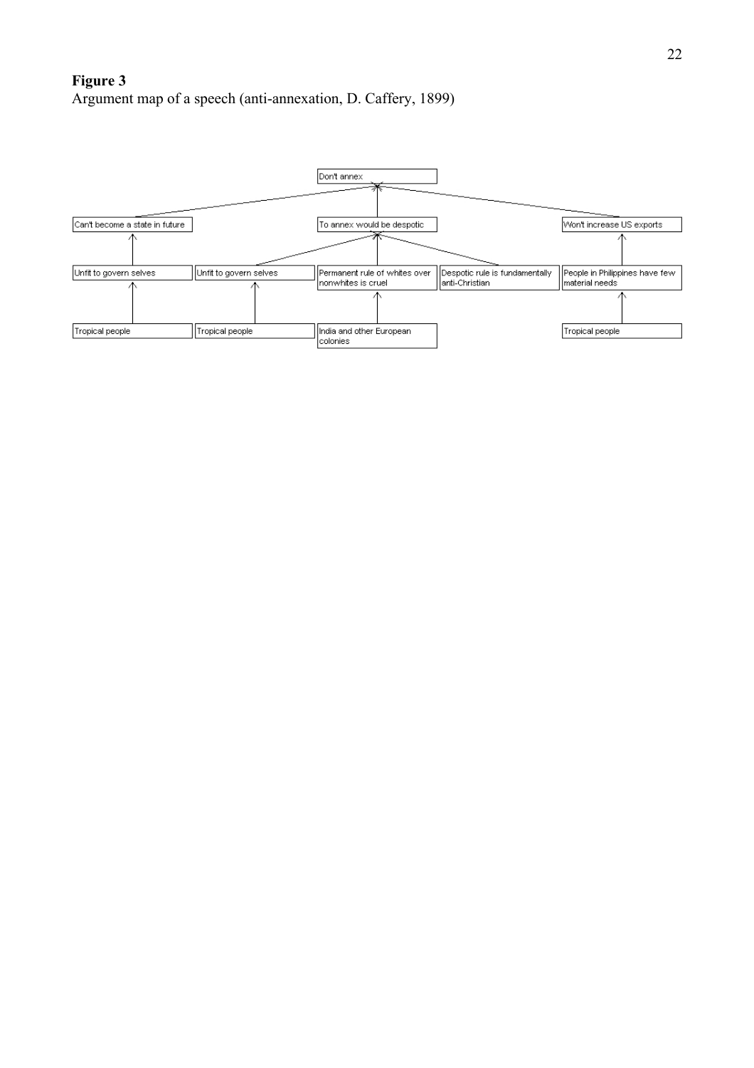**Figure 3**

Argument map of a speech (anti-annexation, D. Caffery, 1899)

Don't annex

Can't become a state in future

To annex would be despotic

Won't increase US exports

Unfit to govern selves

Unfit to govern selves

Permanent rule of whites over nonwhites is cruel

Despotic rule is fundamentally anti-Christian

People in Philippines have few material needs

Tropical people

Tropical people

India and other European colonies

Tropical people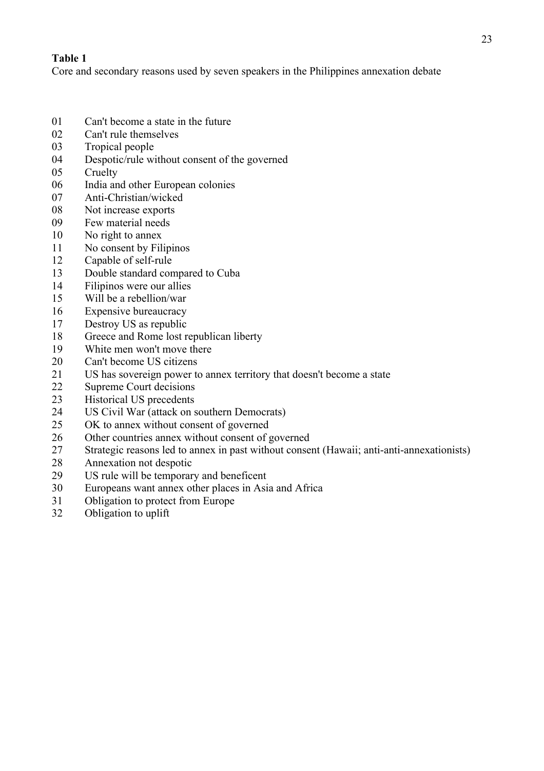**Table 1**

Core and secondary reasons used by seven speakers in the Philippines annexation debate

| | |
|---|---|
| 01 | Can't become a state in the future |
| 02 | Can't rule themselves |
| 03 | Tropical people |
| 04 | Despotic/rule without consent of the governed |
| 05 | Cruelty |
| 06 | India and other European colonies |
| 07 | Anti-Christian/wicked |
| 08 | Not increase exports |
| 09 | Few material needs |
| 10 | No right to annex |
| 11 | No consent by Filipinos |
| 12 | Capable of self-rule |
| 13 | Double standard compared to Cuba |
| 14 | Filipinos were our allies |
| 15 | Will be a rebellion/war |
| 16 | Expensive bureaucracy |
| 17 | Destroy US as republic |
| 18 | Greece and Rome lost republican liberty |
| 19 | White men won't move there |
| 20 | Can't become US citizens |
| 21 | US has sovereign power to annex territory that doesn't become a state |
| 22 | Supreme Court decisions |
| 23 | Historical US precedents |
| 24 | US Civil War (attack on southern Democrats) |
| 25 | OK to annex without consent of governed |
| 26 | Other countries annex without consent of governed |
| 27 | Strategic reasons led to annex in past without consent (Hawaii; anti-anti-annexationists) |
| 28 | Annexation not despotic |
| 29 | US rule will be temporary and beneficent |
| 30 | Europeans want annex other places in Asia and Africa |
| 31 | Obligation to protect from Europe |
| 32 | Obligation to uplift |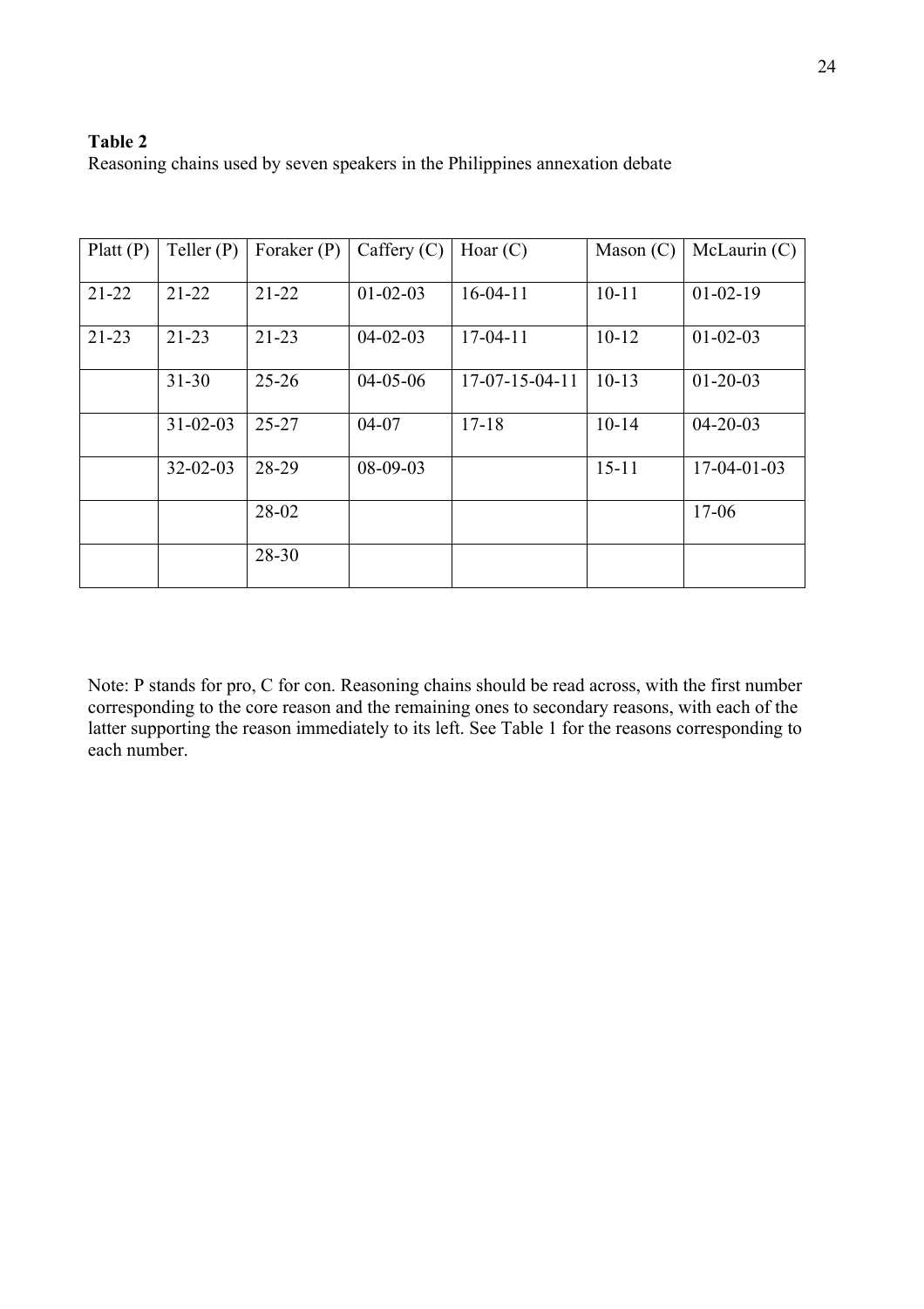**Table 2**
Reasoning chains used by seven speakers in the Philippines annexation debate

| Platt (P) | Teller (P) | Foraker (P) | Caffery (C) | Hoar (C) | Mason (C) | McLaurin (C) |
|---|---|---|---|---|---|---|
| 21-22 | 21-22 | 21-22 | 01-02-03 | 16-04-11 | 10-11 | 01-02-19 |
| 21-23 | 21-23 | 21-23 | 04-02-03 | 17-04-11 | 10-12 | 01-02-03 |
| | 31-30 | 25-26 | 04-05-06 | 17-07-15-04-11 | 10-13 | 01-20-03 |
| | 31-02-03 | 25-27 | 04-07 | 17-18 | 10-14 | 04-20-03 |
| | 32-02-03 | 28-29 | 08-09-03 | | 15-11 | 17-04-01-03 |
| | | 28-02 | | | | 17-06 |
| | | 28-30 | | | | |

Note: P stands for pro, C for con. Reasoning chains should be read across, with the first number corresponding to the core reason and the remaining ones to secondary reasons, with each of the latter supporting the reason immediately to its left. See Table 1 for the reasons corresponding to each number.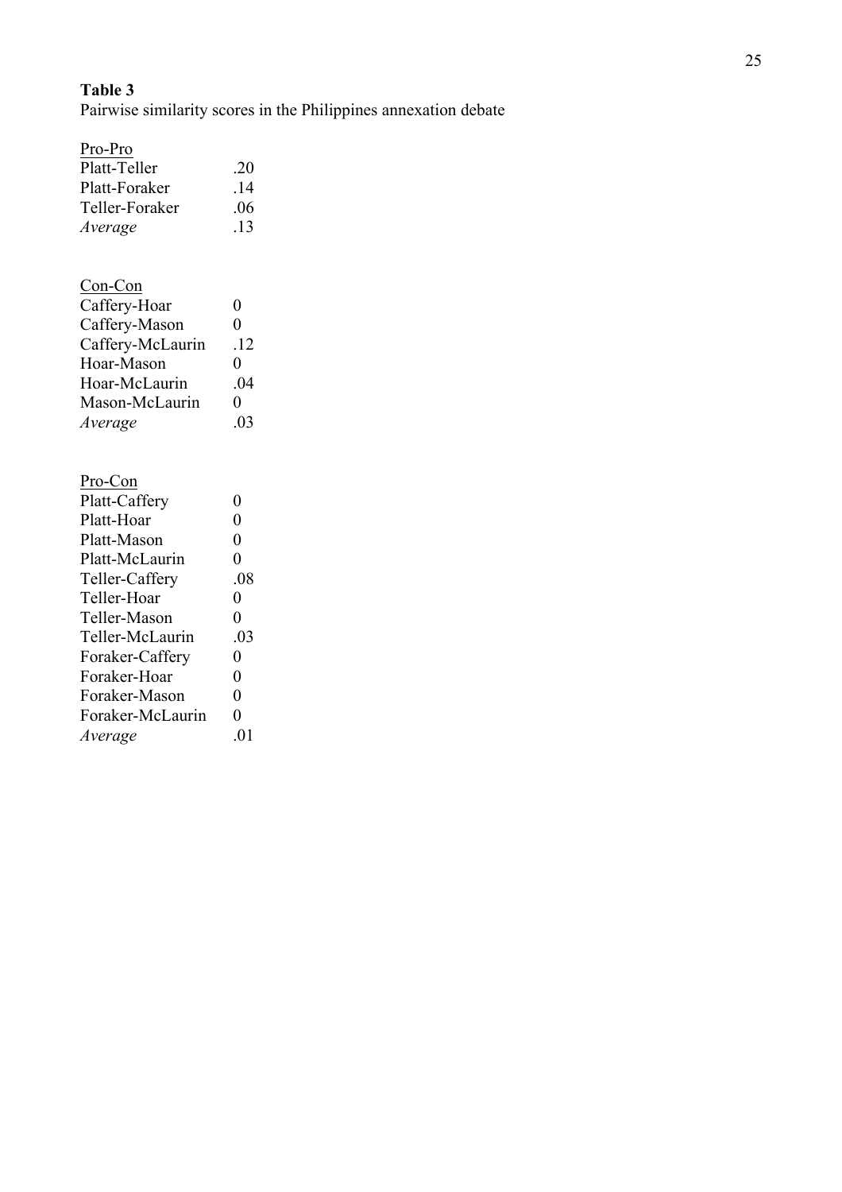**Table 3**
Pairwise similarity scores in the Philippines annexation debate

| Pair | Score |
|---|---|
| <u>Pro-Pro</u> | |
| Platt-Teller | .20 |
| Platt-Foraker | .14 |
| Teller-Foraker | .06 |
| *Average* | .13 |
| | |
| <u>Con-Con</u> | |
| Caffery-Hoar | 0 |
| Caffery-Mason | 0 |
| Caffery-McLaurin | .12 |
| Hoar-Mason | 0 |
| Hoar-McLaurin | .04 |
| Mason-McLaurin | 0 |
| *Average* | .03 |
| | |
| <u>Pro-Con</u> | |
| Platt-Caffery | 0 |
| Platt-Hoar | 0 |
| Platt-Mason | 0 |
| Platt-McLaurin | 0 |
| Teller-Caffery | .08 |
| Teller-Hoar | 0 |
| Teller-Mason | 0 |
| Teller-McLaurin | .03 |
| Foraker-Caffery | 0 |
| Foraker-Hoar | 0 |
| Foraker-Mason | 0 |
| Foraker-McLaurin | 0 |
| *Average* | .01 |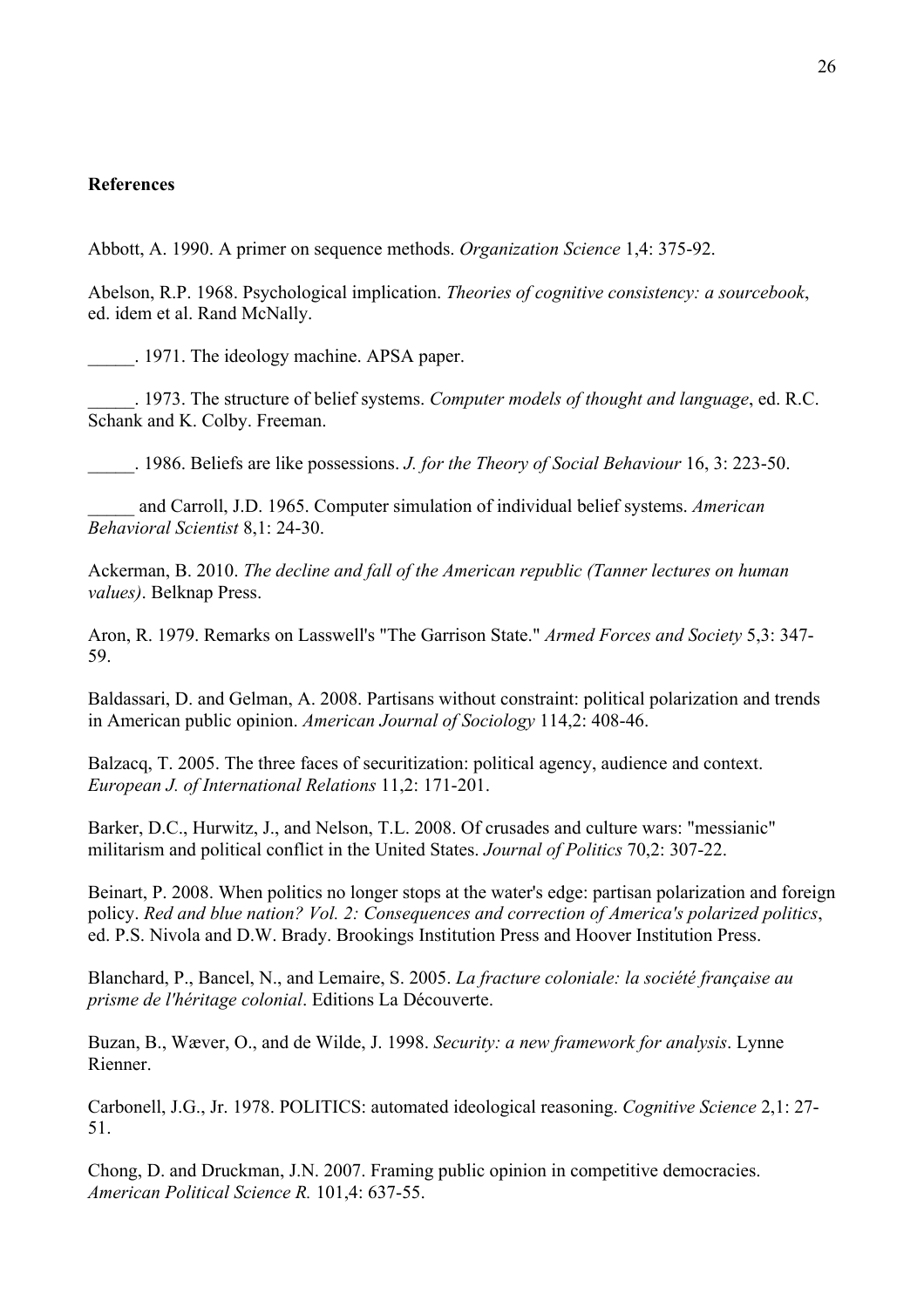**References**

Abbott, A. 1990. A primer on sequence methods. *Organization Science* 1,4: 375-92.

Abelson, R.P. 1968. Psychological implication. *Theories of cognitive consistency: a sourcebook*, ed. idem et al. Rand McNally.

_____. 1971. The ideology machine. APSA paper.

_____. 1973. The structure of belief systems. *Computer models of thought and language*, ed. R.C. Schank and K. Colby. Freeman.

_____. 1986. Beliefs are like possessions. *J. for the Theory of Social Behaviour* 16, 3: 223-50.

_____ and Carroll, J.D. 1965. Computer simulation of individual belief systems. *American Behavioral Scientist* 8,1: 24-30.

Ackerman, B. 2010. *The decline and fall of the American republic (Tanner lectures on human values)*. Belknap Press.

Aron, R. 1979. Remarks on Lasswell's "The Garrison State." *Armed Forces and Society* 5,3: 347-59.

Baldassari, D. and Gelman, A. 2008. Partisans without constraint: political polarization and trends in American public opinion. *American Journal of Sociology* 114,2: 408-46.

Balzacq, T. 2005. The three faces of securitization: political agency, audience and context. *European J. of International Relations* 11,2: 171-201.

Barker, D.C., Hurwitz, J., and Nelson, T.L. 2008. Of crusades and culture wars: "messianic" militarism and political conflict in the United States. *Journal of Politics* 70,2: 307-22.

Beinart, P. 2008. When politics no longer stops at the water's edge: partisan polarization and foreign policy. *Red and blue nation? Vol. 2: Consequences and correction of America's polarized politics*, ed. P.S. Nivola and D.W. Brady. Brookings Institution Press and Hoover Institution Press.

Blanchard, P., Bancel, N., and Lemaire, S. 2005. *La fracture coloniale: la société française au prisme de l'héritage colonial*. Editions La Découverte.

Buzan, B., Wæver, O., and de Wilde, J. 1998. *Security: a new framework for analysis*. Lynne Rienner.

Carbonell, J.G., Jr. 1978. POLITICS: automated ideological reasoning. *Cognitive Science* 2,1: 27-51.

Chong, D. and Druckman, J.N. 2007. Framing public opinion in competitive democracies. *American Political Science R.* 101,4: 637-55.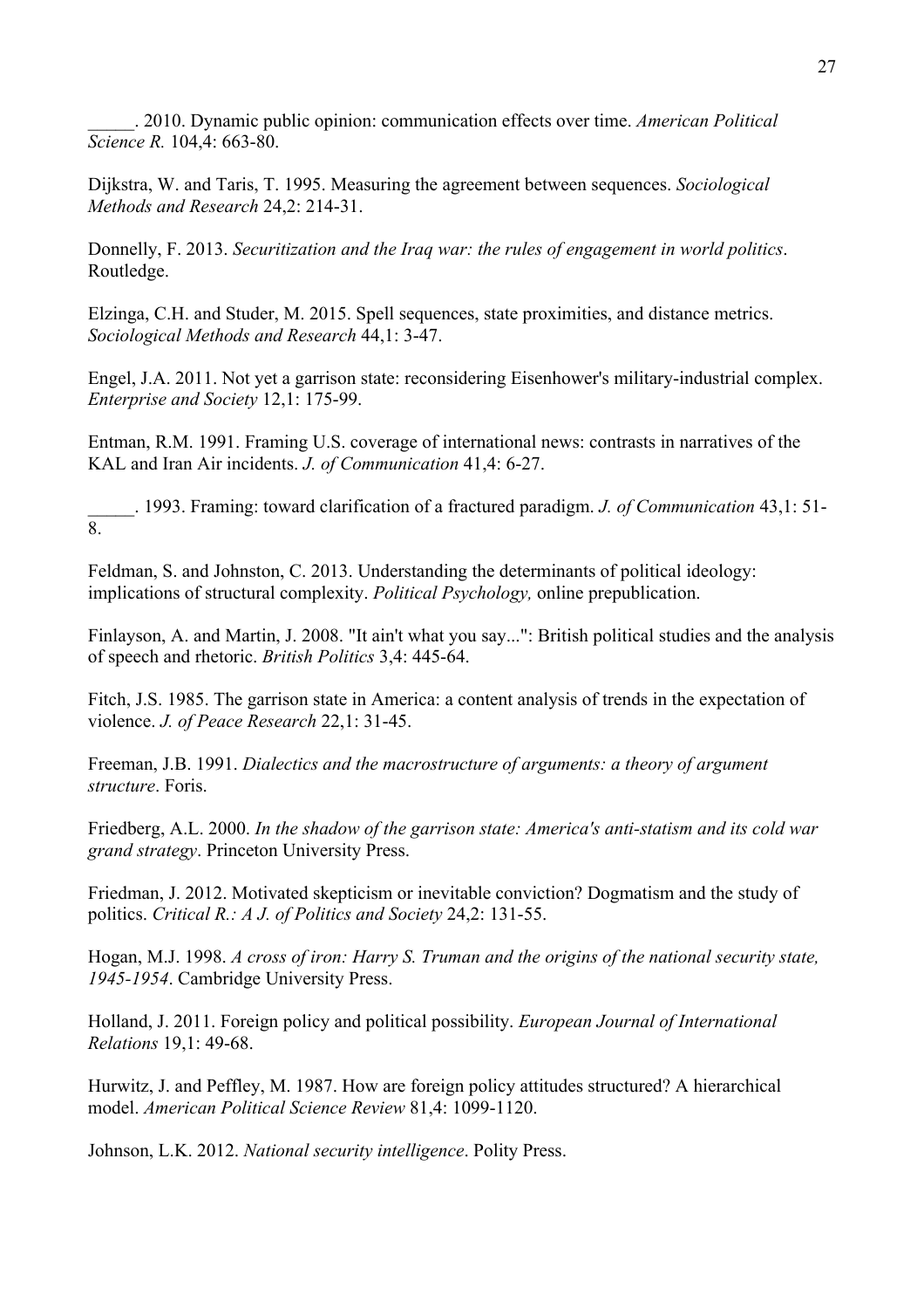_____. 2010. Dynamic public opinion: communication effects over time. *American Political Science R.* 104,4: 663-80.

Dijkstra, W. and Taris, T. 1995. Measuring the agreement between sequences. *Sociological Methods and Research* 24,2: 214-31.

Donnelly, F. 2013. *Securitization and the Iraq war: the rules of engagement in world politics*. Routledge.

Elzinga, C.H. and Studer, M. 2015. Spell sequences, state proximities, and distance metrics. *Sociological Methods and Research* 44,1: 3-47.

Engel, J.A. 2011. Not yet a garrison state: reconsidering Eisenhower's military-industrial complex. *Enterprise and Society* 12,1: 175-99.

Entman, R.M. 1991. Framing U.S. coverage of international news: contrasts in narratives of the KAL and Iran Air incidents. *J. of Communication* 41,4: 6-27.

_____. 1993. Framing: toward clarification of a fractured paradigm. *J. of Communication* 43,1: 51-8.

Feldman, S. and Johnston, C. 2013. Understanding the determinants of political ideology: implications of structural complexity. *Political Psychology,* online prepublication.

Finlayson, A. and Martin, J. 2008. "It ain't what you say...": British political studies and the analysis of speech and rhetoric. *British Politics* 3,4: 445-64.

Fitch, J.S. 1985. The garrison state in America: a content analysis of trends in the expectation of violence. *J. of Peace Research* 22,1: 31-45.

Freeman, J.B. 1991. *Dialectics and the macrostructure of arguments: a theory of argument structure*. Foris.

Friedberg, A.L. 2000. *In the shadow of the garrison state: America's anti-statism and its cold war grand strategy*. Princeton University Press.

Friedman, J. 2012. Motivated skepticism or inevitable conviction? Dogmatism and the study of politics. *Critical R.: A J. of Politics and Society* 24,2: 131-55.

Hogan, M.J. 1998. *A cross of iron: Harry S. Truman and the origins of the national security state, 1945-1954*. Cambridge University Press.

Holland, J. 2011. Foreign policy and political possibility. *European Journal of International Relations* 19,1: 49-68.

Hurwitz, J. and Peffley, M. 1987. How are foreign policy attitudes structured? A hierarchical model. *American Political Science Review* 81,4: 1099-1120.

Johnson, L.K. 2012. *National security intelligence*. Polity Press.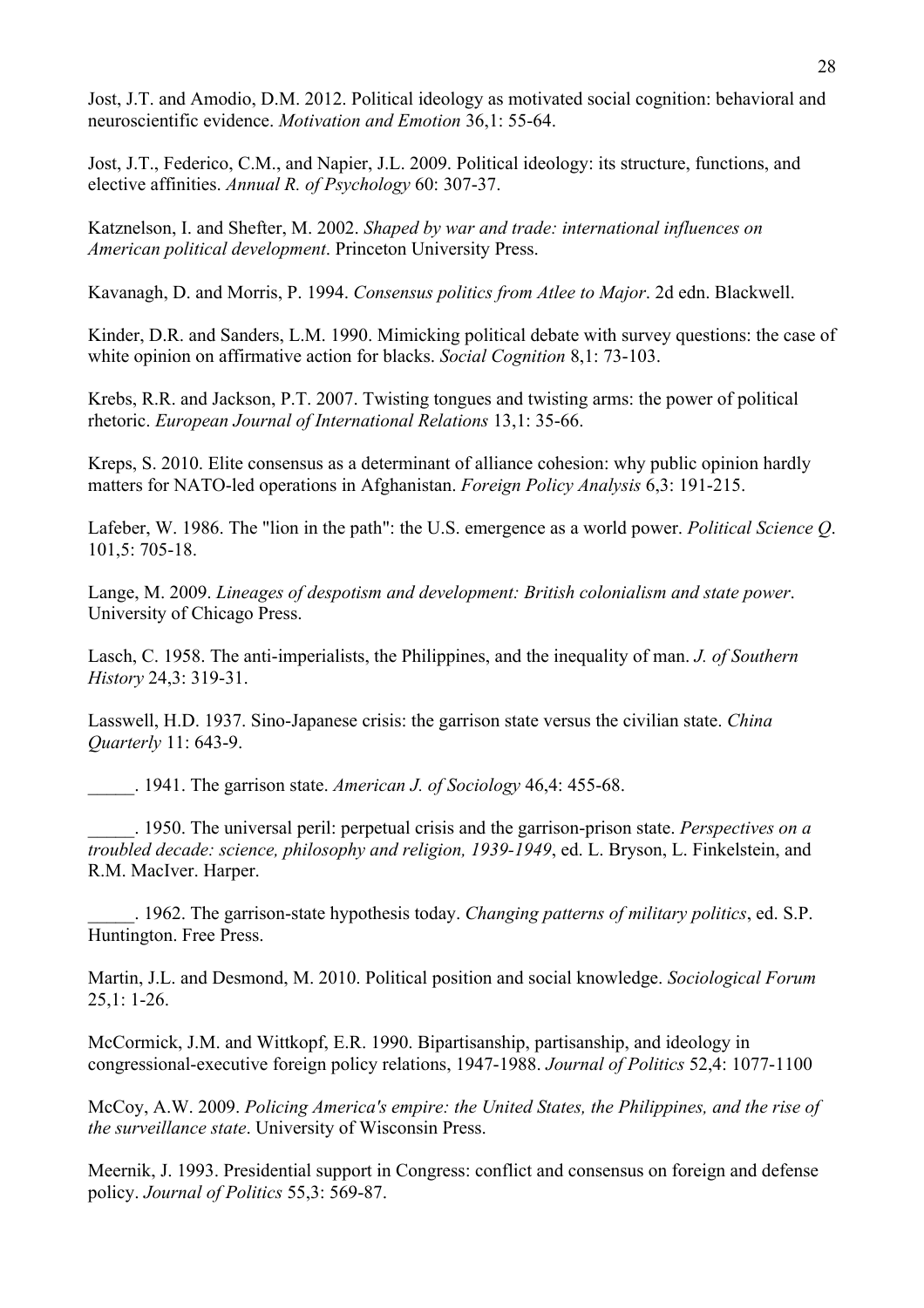Jost, J.T. and Amodio, D.M. 2012. Political ideology as motivated social cognition: behavioral and neuroscientific evidence. *Motivation and Emotion* 36,1: 55-64.

Jost, J.T., Federico, C.M., and Napier, J.L. 2009. Political ideology: its structure, functions, and elective affinities. *Annual R. of Psychology* 60: 307-37.

Katznelson, I. and Shefter, M. 2002. *Shaped by war and trade: international influences on American political development*. Princeton University Press.

Kavanagh, D. and Morris, P. 1994. *Consensus politics from Atlee to Major*. 2d edn. Blackwell.

Kinder, D.R. and Sanders, L.M. 1990. Mimicking political debate with survey questions: the case of white opinion on affirmative action for blacks. *Social Cognition* 8,1: 73-103.

Krebs, R.R. and Jackson, P.T. 2007. Twisting tongues and twisting arms: the power of political rhetoric. *European Journal of International Relations* 13,1: 35-66.

Kreps, S. 2010. Elite consensus as a determinant of alliance cohesion: why public opinion hardly matters for NATO-led operations in Afghanistan. *Foreign Policy Analysis* 6,3: 191-215.

Lafeber, W. 1986. The "lion in the path": the U.S. emergence as a world power. *Political Science Q*. 101,5: 705-18.

Lange, M. 2009. *Lineages of despotism and development: British colonialism and state power*. University of Chicago Press.

Lasch, C. 1958. The anti-imperialists, the Philippines, and the inequality of man. *J. of Southern History* 24,3: 319-31.

Lasswell, H.D. 1937. Sino-Japanese crisis: the garrison state versus the civilian state. *China Quarterly* 11: 643-9.

_____. 1941. The garrison state. *American J. of Sociology* 46,4: 455-68.

_____. 1950. The universal peril: perpetual crisis and the garrison-prison state. *Perspectives on a troubled decade: science, philosophy and religion, 1939-1949*, ed. L. Bryson, L. Finkelstein, and R.M. MacIver. Harper.

_____. 1962. The garrison-state hypothesis today. *Changing patterns of military politics*, ed. S.P. Huntington. Free Press.

Martin, J.L. and Desmond, M. 2010. Political position and social knowledge. *Sociological Forum* 25,1: 1-26.

McCormick, J.M. and Wittkopf, E.R. 1990. Bipartisanship, partisanship, and ideology in congressional-executive foreign policy relations, 1947-1988. *Journal of Politics* 52,4: 1077-1100

McCoy, A.W. 2009. *Policing America's empire: the United States, the Philippines, and the rise of the surveillance state*. University of Wisconsin Press.

Meernik, J. 1993. Presidential support in Congress: conflict and consensus on foreign and defense policy. *Journal of Politics* 55,3: 569-87.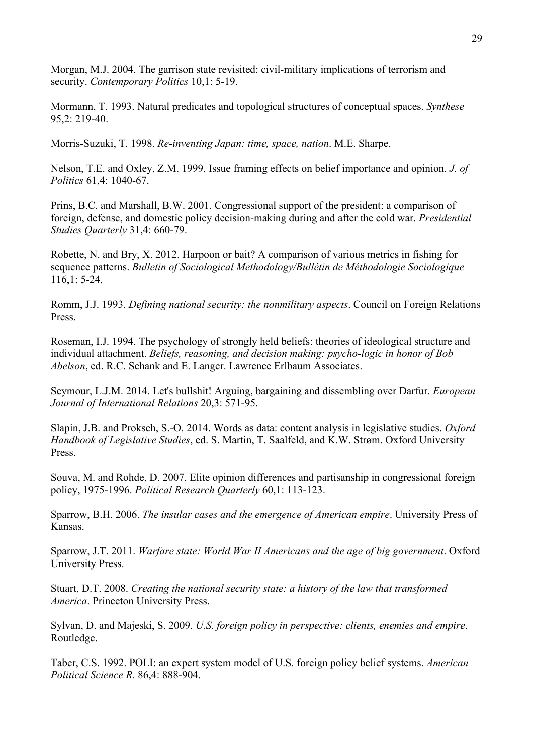Morgan, M.J. 2004. The garrison state revisited: civil-military implications of terrorism and security. *Contemporary Politics* 10,1: 5-19.

Mormann, T. 1993. Natural predicates and topological structures of conceptual spaces. *Synthese* 95,2: 219-40.

Morris-Suzuki, T. 1998. *Re-inventing Japan: time, space, nation*. M.E. Sharpe.

Nelson, T.E. and Oxley, Z.M. 1999. Issue framing effects on belief importance and opinion. *J. of Politics* 61,4: 1040-67.

Prins, B.C. and Marshall, B.W. 2001. Congressional support of the president: a comparison of foreign, defense, and domestic policy decision-making during and after the cold war. *Presidential Studies Quarterly* 31,4: 660-79.

Robette, N. and Bry, X. 2012. Harpoon or bait? A comparison of various metrics in fishing for sequence patterns. *Bulletin of Sociological Methodology/Bullétin de Méthodologie Sociologique* 116,1: 5-24.

Romm, J.J. 1993. *Defining national security: the nonmilitary aspects*. Council on Foreign Relations Press.

Roseman, I.J. 1994. The psychology of strongly held beliefs: theories of ideological structure and individual attachment. *Beliefs, reasoning, and decision making: psycho-logic in honor of Bob Abelson*, ed. R.C. Schank and E. Langer. Lawrence Erlbaum Associates.

Seymour, L.J.M. 2014. Let's bullshit! Arguing, bargaining and dissembling over Darfur. *European Journal of International Relations* 20,3: 571-95.

Slapin, J.B. and Proksch, S.-O. 2014. Words as data: content analysis in legislative studies. *Oxford Handbook of Legislative Studies*, ed. S. Martin, T. Saalfeld, and K.W. Strøm. Oxford University Press.

Souva, M. and Rohde, D. 2007. Elite opinion differences and partisanship in congressional foreign policy, 1975-1996. *Political Research Quarterly* 60,1: 113-123.

Sparrow, B.H. 2006. *The insular cases and the emergence of American empire*. University Press of Kansas.

Sparrow, J.T. 2011. *Warfare state: World War II Americans and the age of big government*. Oxford University Press.

Stuart, D.T. 2008. *Creating the national security state: a history of the law that transformed America*. Princeton University Press.

Sylvan, D. and Majeski, S. 2009. *U.S. foreign policy in perspective: clients, enemies and empire*. Routledge.

Taber, C.S. 1992. POLI: an expert system model of U.S. foreign policy belief systems. *American Political Science R.* 86,4: 888-904.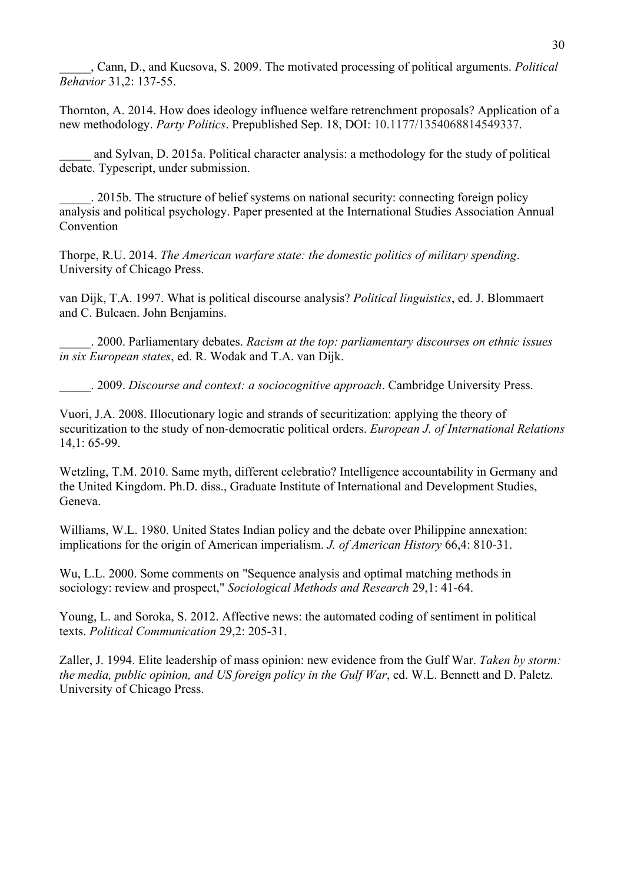_____, Cann, D., and Kucsova, S. 2009. The motivated processing of political arguments. *Political Behavior* 31,2: 137-55.

Thornton, A. 2014. How does ideology influence welfare retrenchment proposals? Application of a new methodology. *Party Politics*. Prepublished Sep. 18, DOI: 10.1177/1354068814549337.

_____ and Sylvan, D. 2015a. Political character analysis: a methodology for the study of political debate. Typescript, under submission.

_____. 2015b. The structure of belief systems on national security: connecting foreign policy analysis and political psychology. Paper presented at the International Studies Association Annual Convention

Thorpe, R.U. 2014. *The American warfare state: the domestic politics of military spending*. University of Chicago Press.

van Dijk, T.A. 1997. What is political discourse analysis? *Political linguistics*, ed. J. Blommaert and C. Bulcaen. John Benjamins.

_____. 2000. Parliamentary debates. *Racism at the top: parliamentary discourses on ethnic issues in six European states*, ed. R. Wodak and T.A. van Dijk.

_____. 2009. *Discourse and context: a sociocognitive approach*. Cambridge University Press.

Vuori, J.A. 2008. Illocutionary logic and strands of securitization: applying the theory of securitization to the study of non-democratic political orders. *European J. of International Relations* 14,1: 65-99.

Wetzling, T.M. 2010. Same myth, different celebratio? Intelligence accountability in Germany and the United Kingdom. Ph.D. diss., Graduate Institute of International and Development Studies, Geneva.

Williams, W.L. 1980. United States Indian policy and the debate over Philippine annexation: implications for the origin of American imperialism. *J. of American History* 66,4: 810-31.

Wu, L.L. 2000. Some comments on "Sequence analysis and optimal matching methods in sociology: review and prospect," *Sociological Methods and Research* 29,1: 41-64.

Young, L. and Soroka, S. 2012. Affective news: the automated coding of sentiment in political texts. *Political Communication* 29,2: 205-31.

Zaller, J. 1994. Elite leadership of mass opinion: new evidence from the Gulf War. *Taken by storm: the media, public opinion, and US foreign policy in the Gulf War*, ed. W.L. Bennett and D. Paletz. University of Chicago Press.